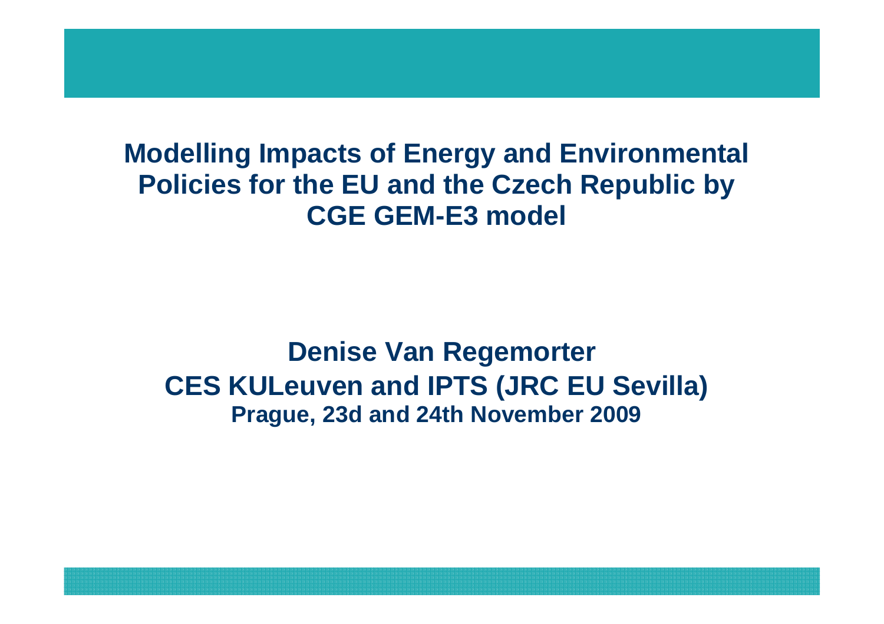# Modelling Impacts of Energy and Environmental Policies for the EU and the Czech Republic by CGE GEM-E3 model

**Denise Van Regemorter**

**CES KULeuven and IPTS (JRC EU Sevilla)**

**Prague, 23d and 24th November 2009**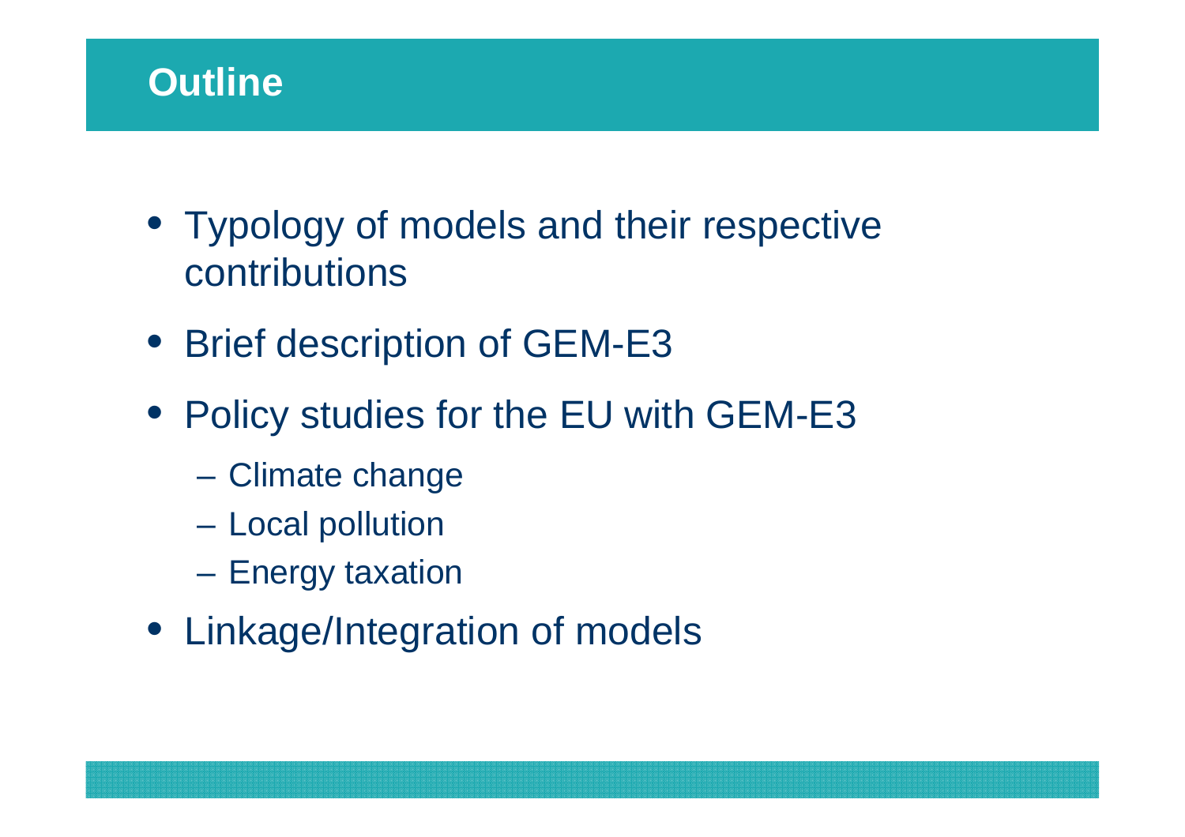# Outline

- Typology of models and their respective contributions
- Brief description of GEM-E3
- Policy studies for the EU with GEM-E3
  - Climate change
  - Local pollution
  - Energy taxation
- Linkage/Integration of models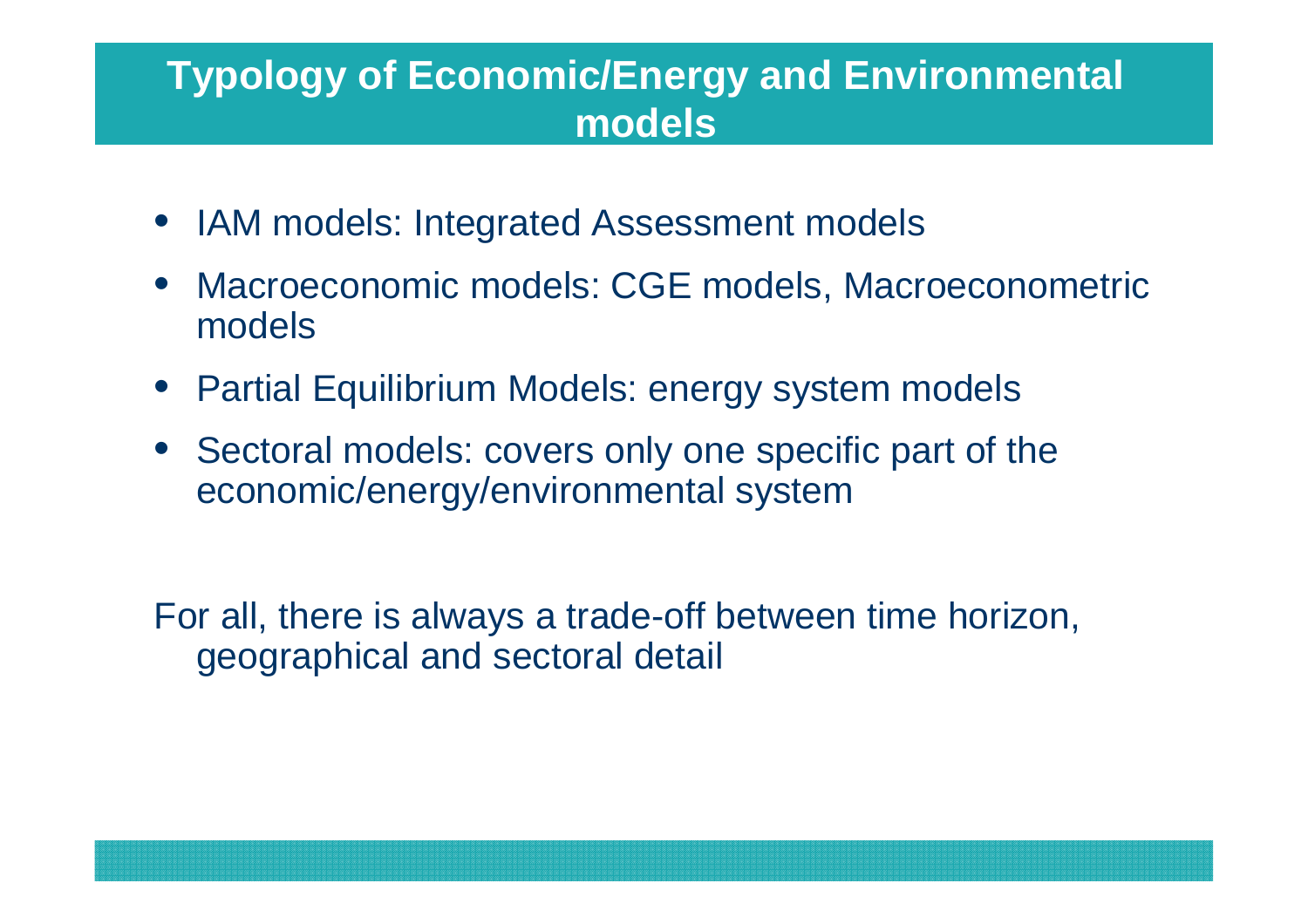# Typology of Economic/Energy and Environmental models

- IAM models: Integrated Assessment models
- Macroeconomic models: CGE models, Macroeconometric models
- Partial Equilibrium Models: energy system models
- Sectoral models: covers only one specific part of the economic/energy/environmental system

For all, there is always a trade-off between time horizon, geographical and sectoral detail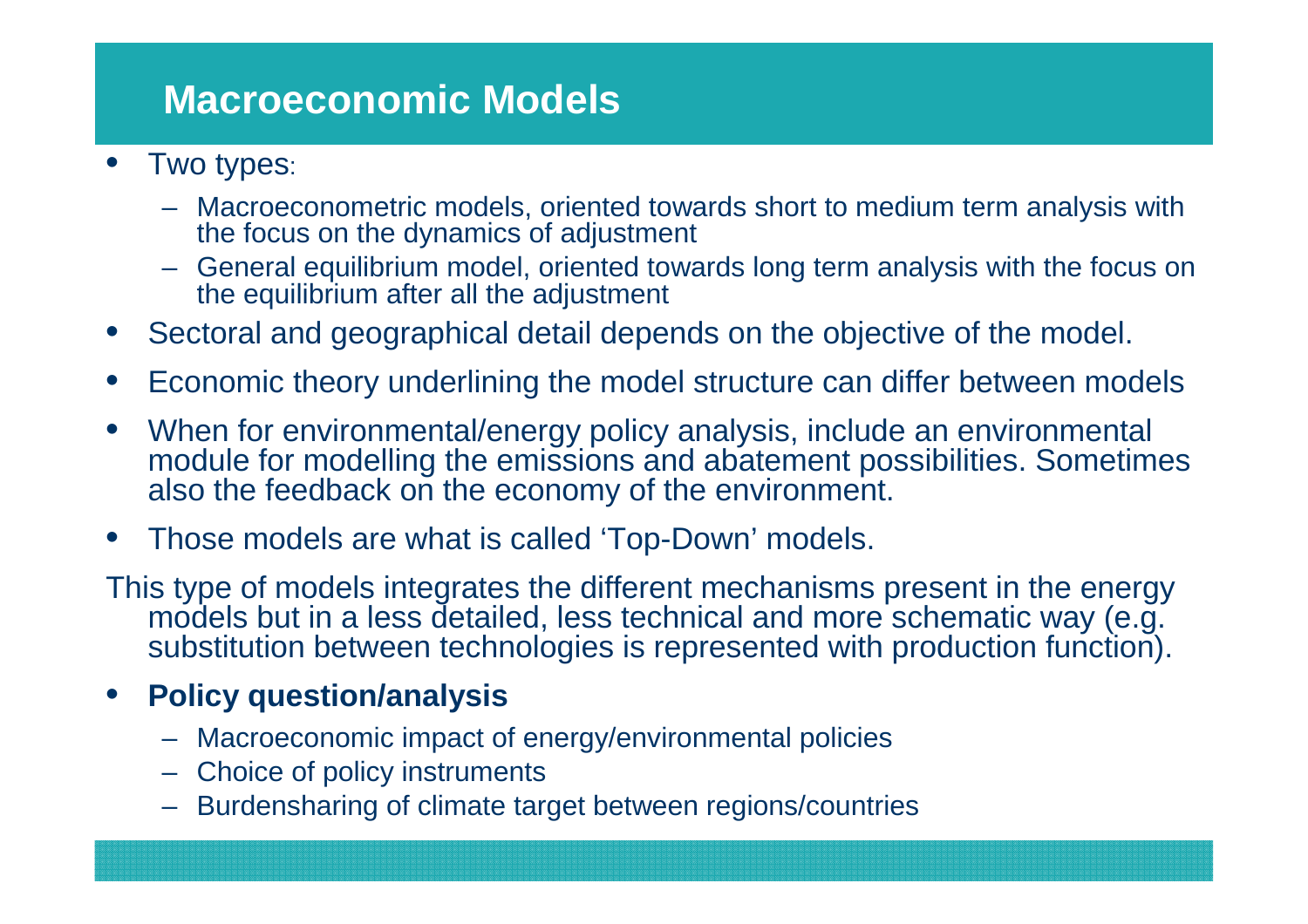# Macroeconomic Models

- Two types:
  - Macroeconometric models, oriented towards short to medium term analysis with the focus on the dynamics of adjustment
  - General equilibrium model, oriented towards long term analysis with the focus on the equilibrium after all the adjustment
- Sectoral and geographical detail depends on the objective of the model.
- Economic theory underlining the model structure can differ between models
- When for environmental/energy policy analysis, include an environmental module for modelling the emissions and abatement possibilities. Sometimes also the feedback on the economy of the environment.
- Those models are what is called 'Top-Down' models.

This type of models integrates the different mechanisms present in the energy models but in a less detailed, less technical and more schematic way (e.g. substitution between technologies is represented with production function).

- **Policy question/analysis**
  - Macroeconomic impact of energy/environmental policies
  - Choice of policy instruments
  - Burdensharing of climate target between regions/countries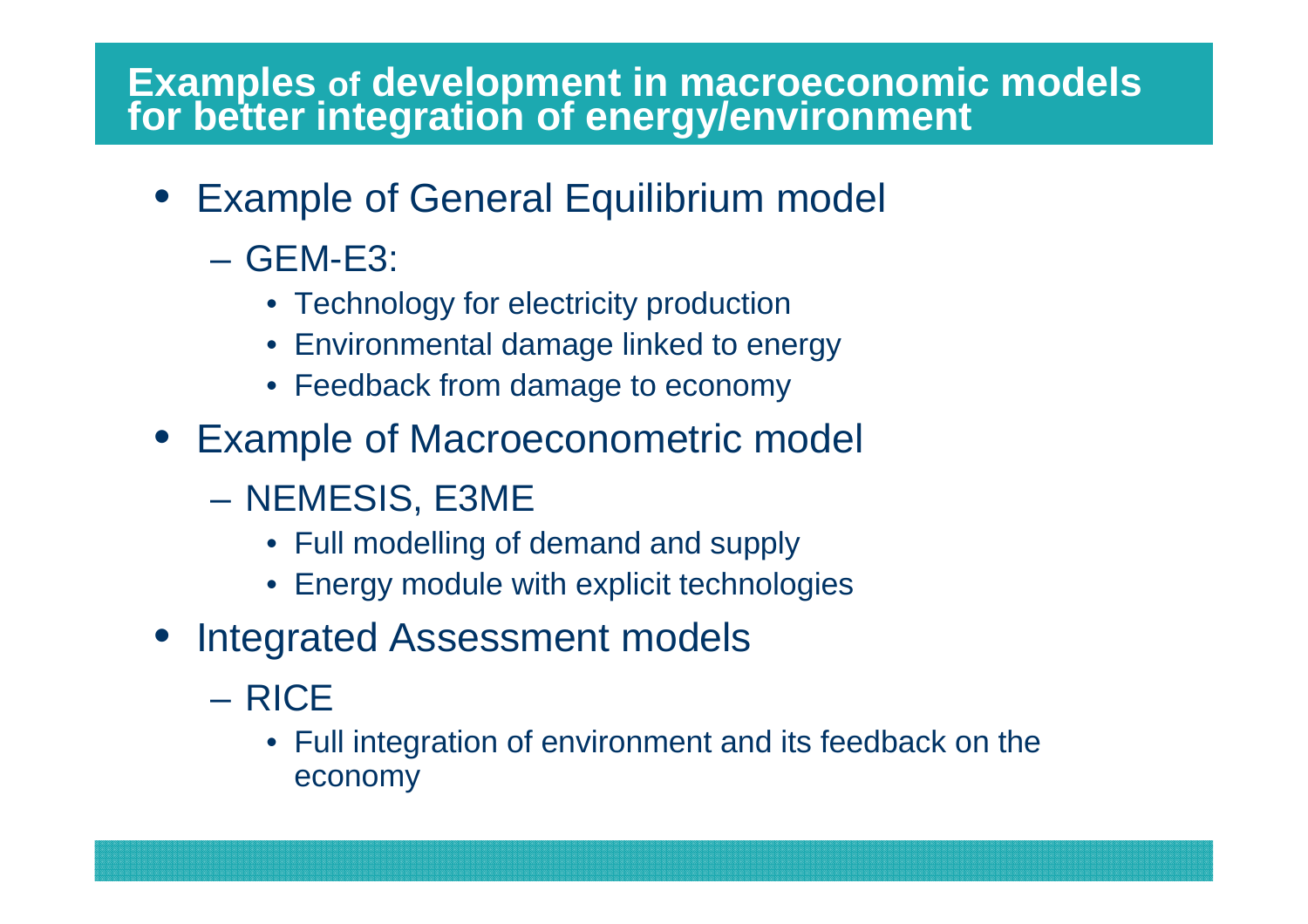# Examples of development in macroeconomic models for better integration of energy/environment

- Example of General Equilibrium model
  - GEM-E3:
    - Technology for electricity production
    - Environmental damage linked to energy
    - Feedback from damage to economy
- Example of Macroeconometric model
  - NEMESIS, E3ME
    - Full modelling of demand and supply
    - Energy module with explicit technologies
- Integrated Assessment models
  - RICE
    - Full integration of environment and its feedback on the economy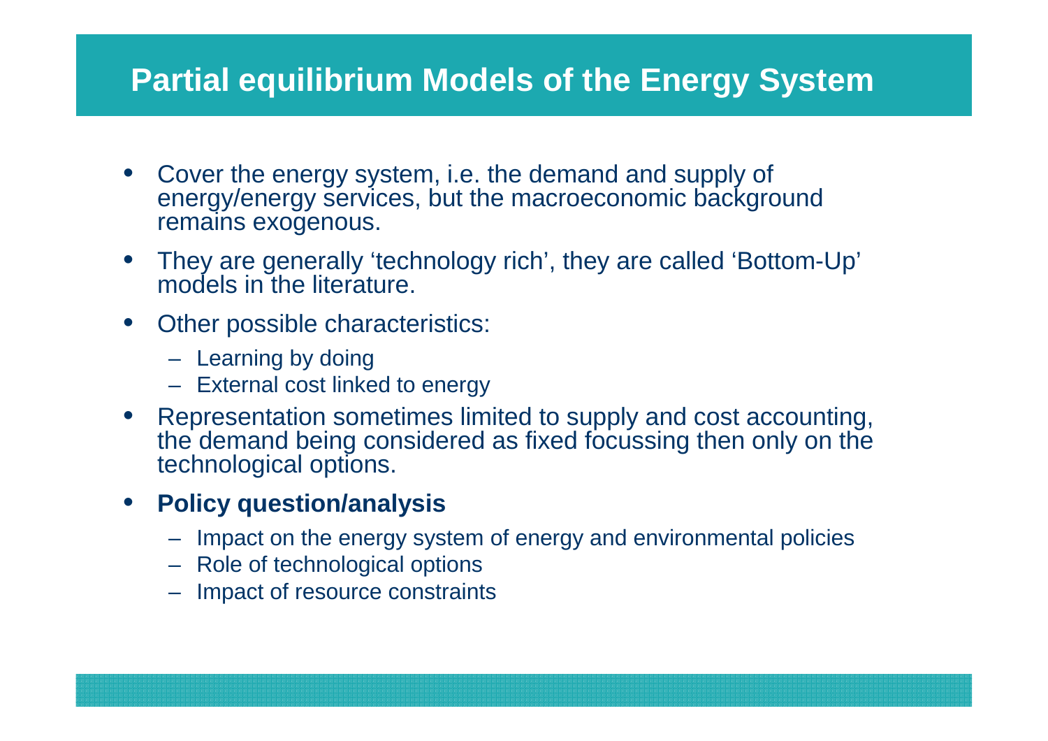# Partial equilibrium Models of the Energy System

- Cover the energy system, i.e. the demand and supply of energy/energy services, but the macroeconomic background remains exogenous.
- They are generally ‘technology rich’, they are called ‘Bottom-Up’ models in the literature.
- Other possible characteristics:
  - Learning by doing
  - External cost linked to energy
- Representation sometimes limited to supply and cost accounting, the demand being considered as fixed focussing then only on the technological options.
- **Policy question/analysis**
  - Impact on the energy system of energy and environmental policies
  - Role of technological options
  - Impact of resource constraints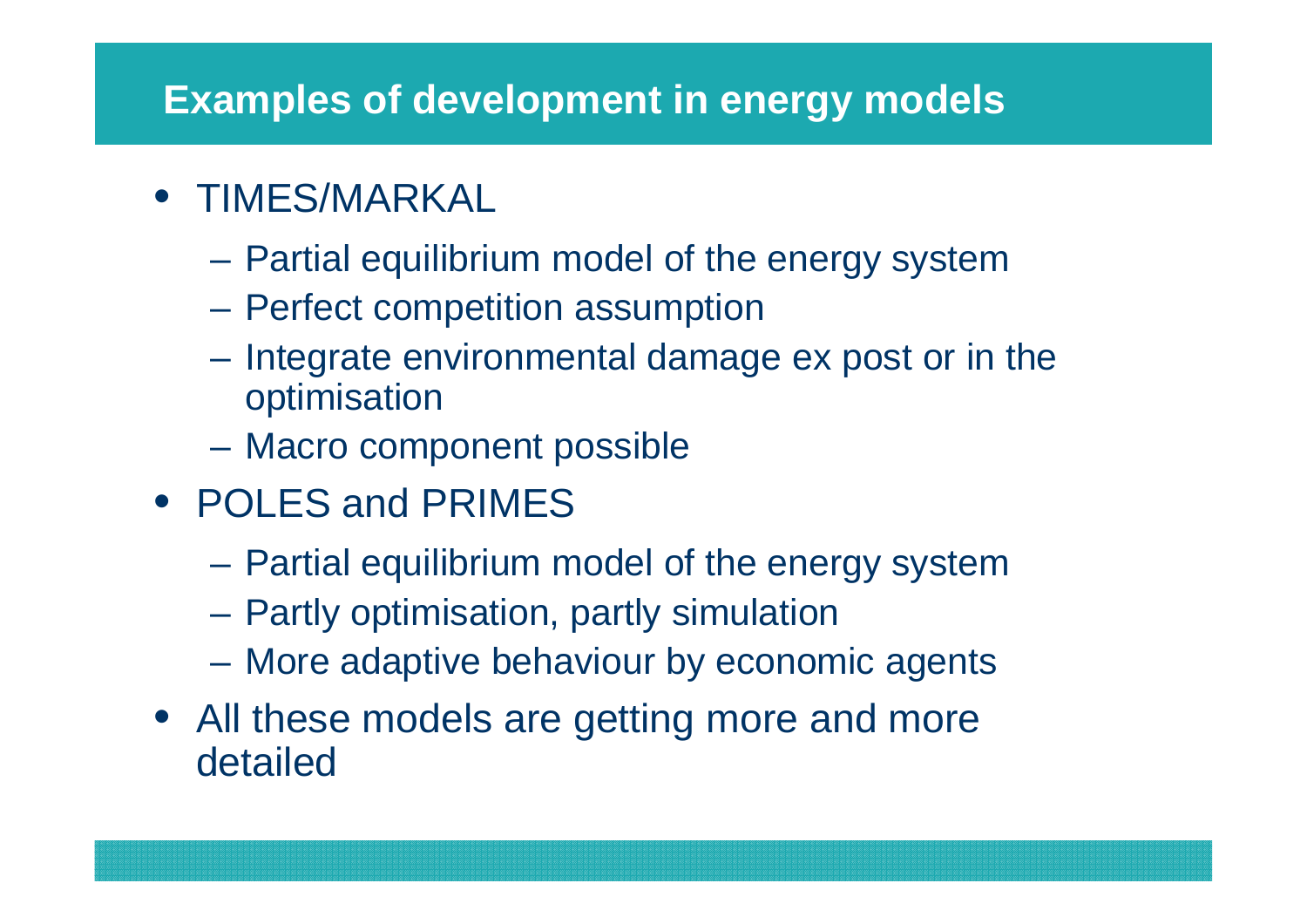# Examples of development in energy models

- TIMES/MARKAL
  - Partial equilibrium model of the energy system
  - Perfect competition assumption
  - Integrate environmental damage ex post or in the optimisation
  - Macro component possible
- POLES and PRIMES
  - Partial equilibrium model of the energy system
  - Partly optimisation, partly simulation
  - More adaptive behaviour by economic agents
- All these models are getting more and more detailed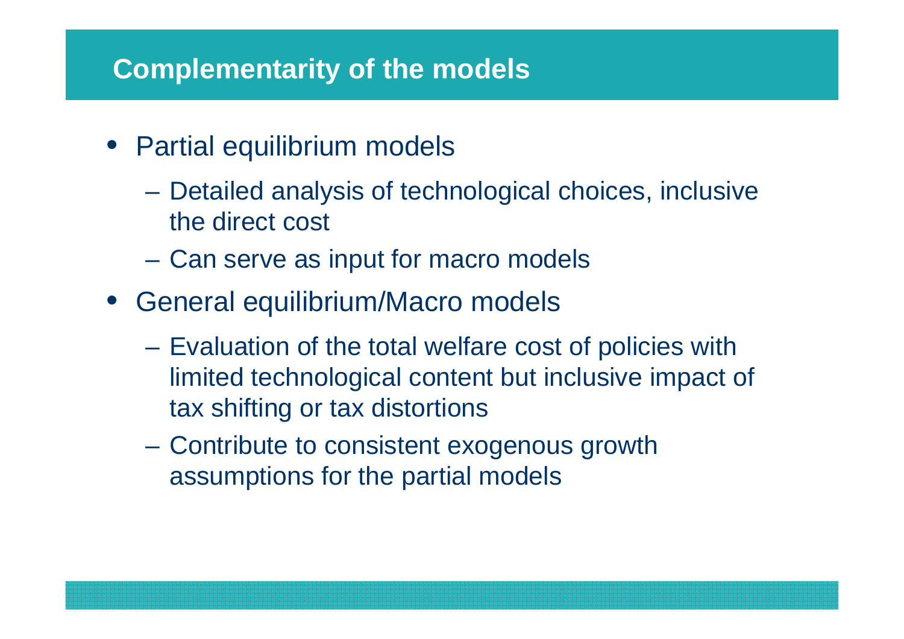## Complementarity of the models

- Partial equilibrium models
  - Detailed analysis of technological choices, inclusive the direct cost
  - Can serve as input for macro models
- General equilibrium/Macro models
  - Evaluation of the total welfare cost of policies with limited technological content but inclusive impact of tax shifting or tax distortions
  - Contribute to consistent exogenous growth assumptions for the partial models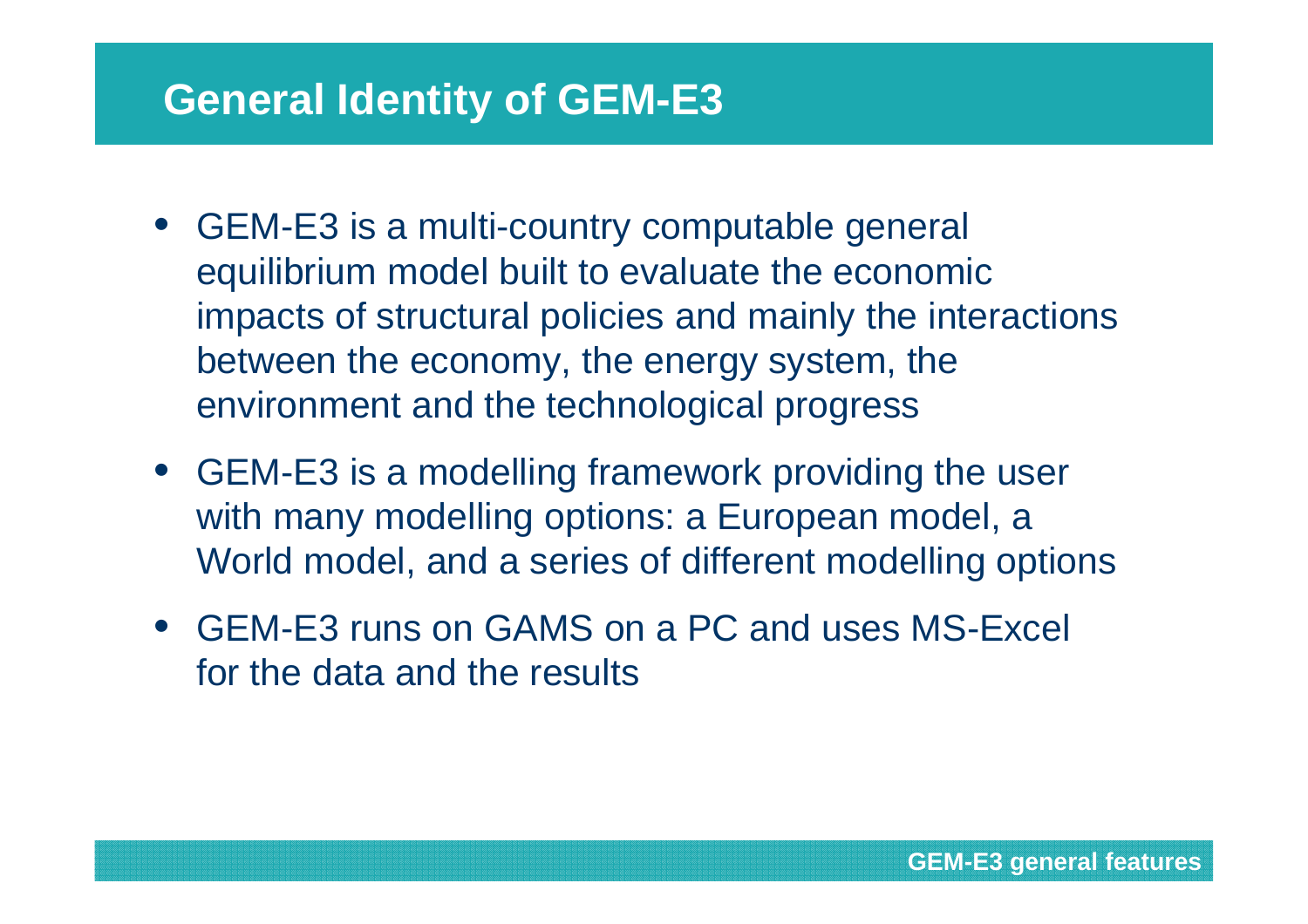# General Identity of GEM-E3

- GEM-E3 is a multi-country computable general equilibrium model built to evaluate the economic impacts of structural policies and mainly the interactions between the economy, the energy system, the environment and the technological progress
- GEM-E3 is a modelling framework providing the user with many modelling options: a European model, a World model, and a series of different modelling options
- GEM-E3 runs on GAMS on a PC and uses MS-Excel for the data and the results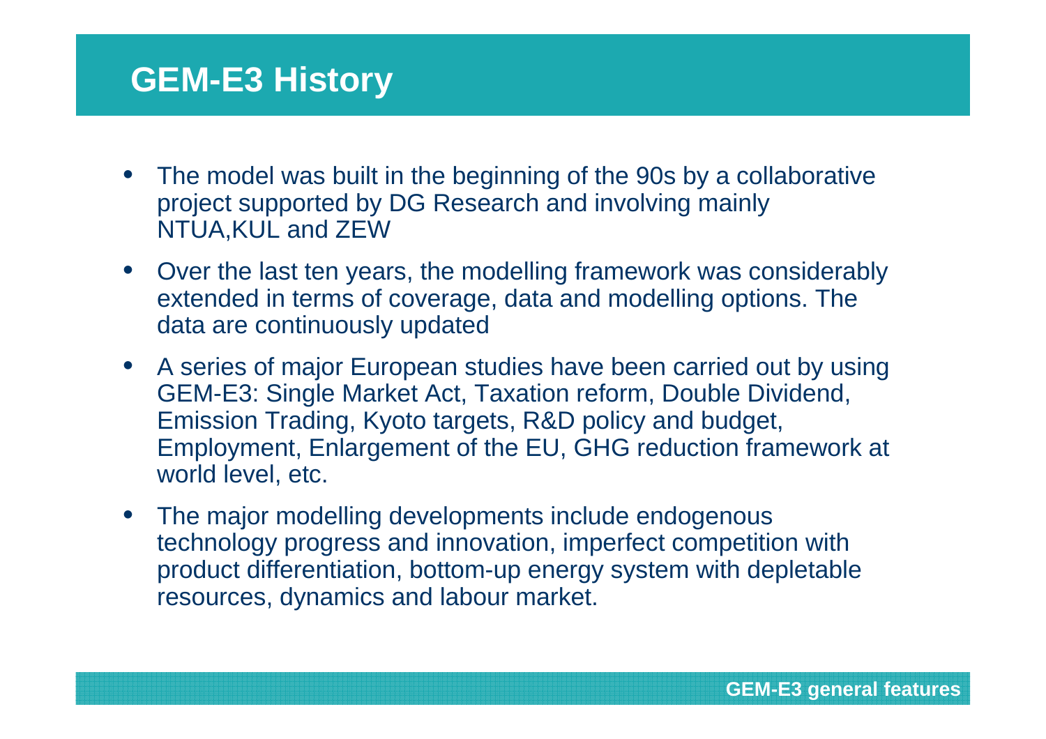# GEM-E3 History

- The model was built in the beginning of the 90s by a collaborative project supported by DG Research and involving mainly NTUA,KUL and ZEW
- Over the last ten years, the modelling framework was considerably extended in terms of coverage, data and modelling options. The data are continuously updated
- A series of major European studies have been carried out by using GEM-E3: Single Market Act, Taxation reform, Double Dividend, Emission Trading, Kyoto targets, R&D policy and budget, Employment, Enlargement of the EU, GHG reduction framework at world level, etc.
- The major modelling developments include endogenous technology progress and innovation, imperfect competition with product differentiation, bottom-up energy system with depletable resources, dynamics and labour market.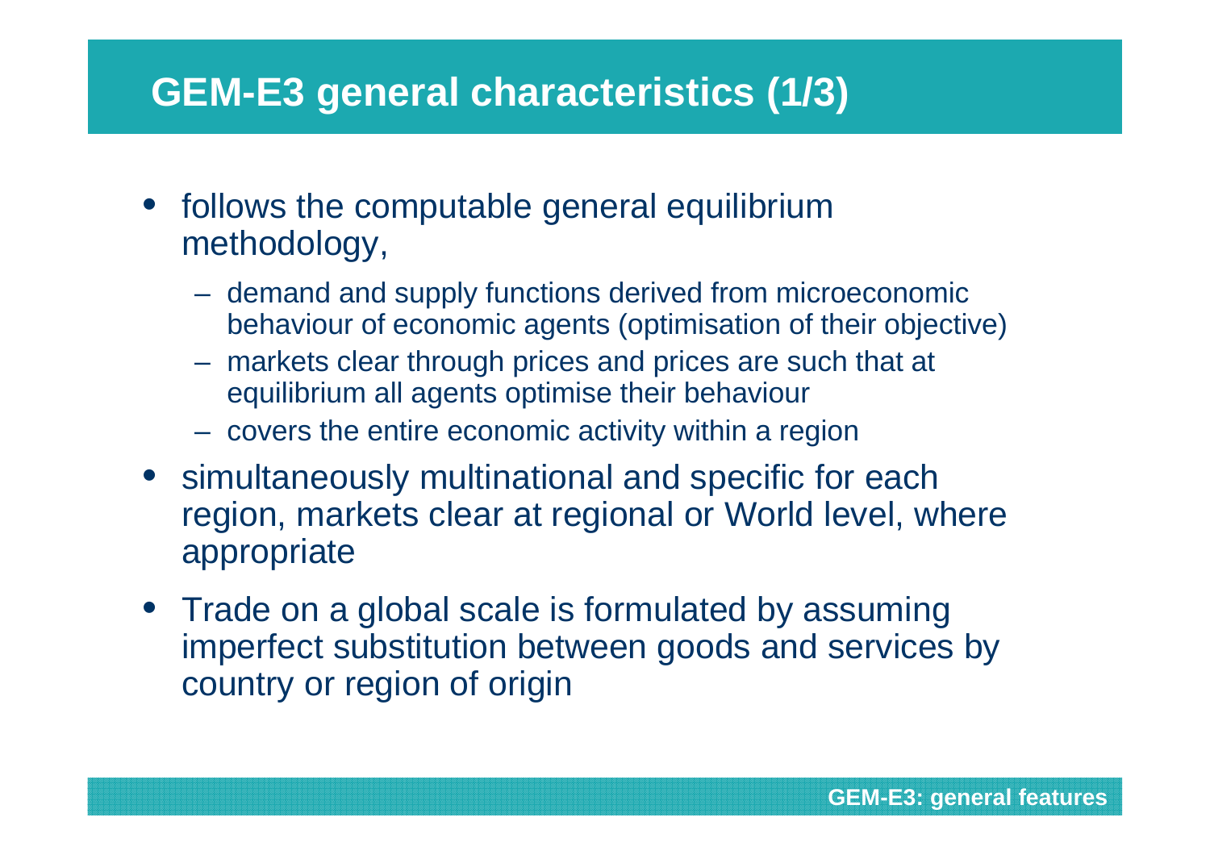# GEM-E3 general characteristics (1/3)

- follows the computable general equilibrium methodology,
  - demand and supply functions derived from microeconomic behaviour of economic agents (optimisation of their objective)
  - markets clear through prices and prices are such that at equilibrium all agents optimise their behaviour
  - covers the entire economic activity within a region
- simultaneously multinational and specific for each region, markets clear at regional or World level, where appropriate
- Trade on a global scale is formulated by assuming imperfect substitution between goods and services by country or region of origin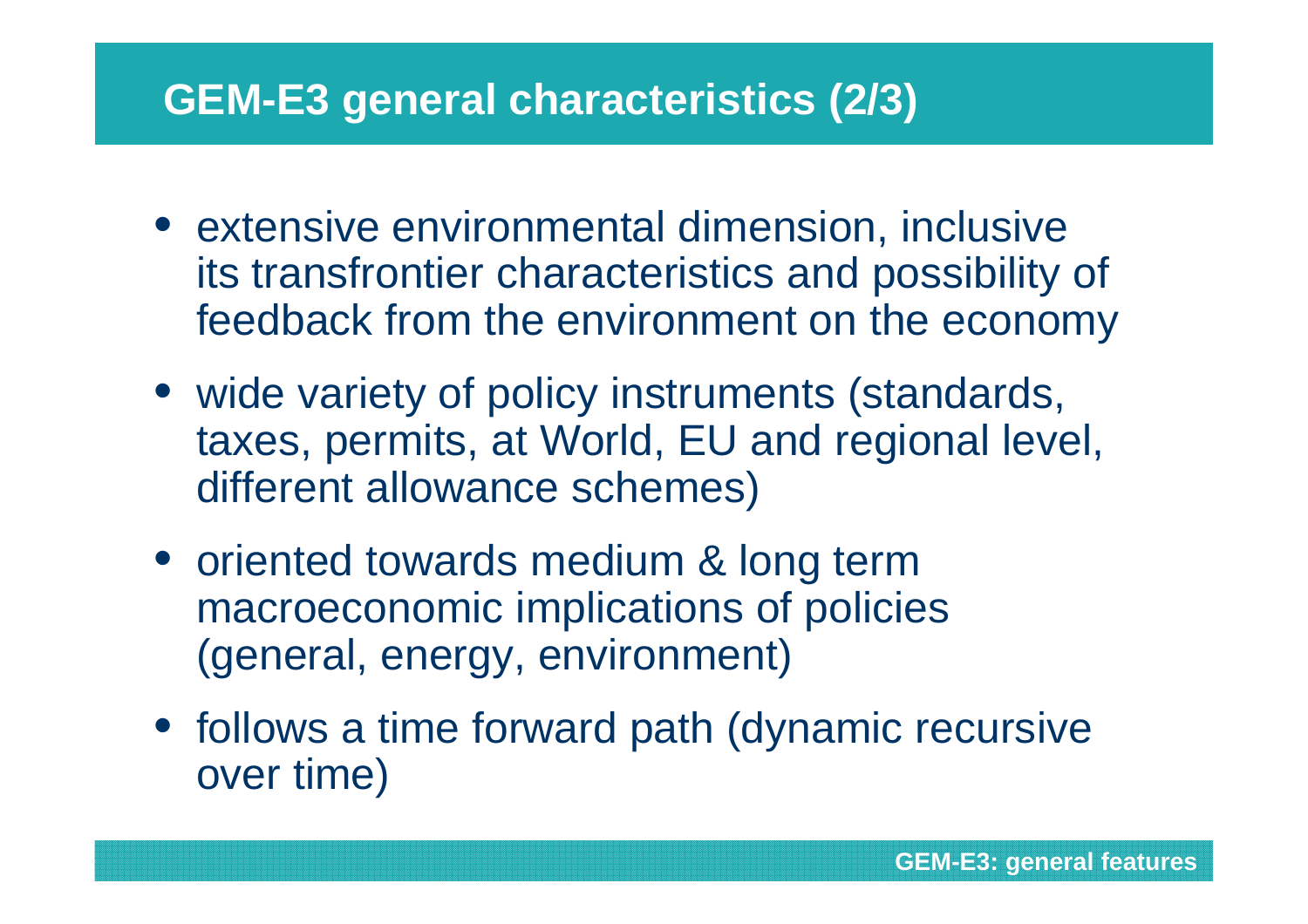# GEM-E3 general characteristics (2/3)

- extensive environmental dimension, inclusive its transfrontier characteristics and possibility of feedback from the environment on the economy
- wide variety of policy instruments (standards, taxes, permits, at World, EU and regional level, different allowance schemes)
- oriented towards medium & long term macroeconomic implications of policies (general, energy, environment)
- follows a time forward path (dynamic recursive over time)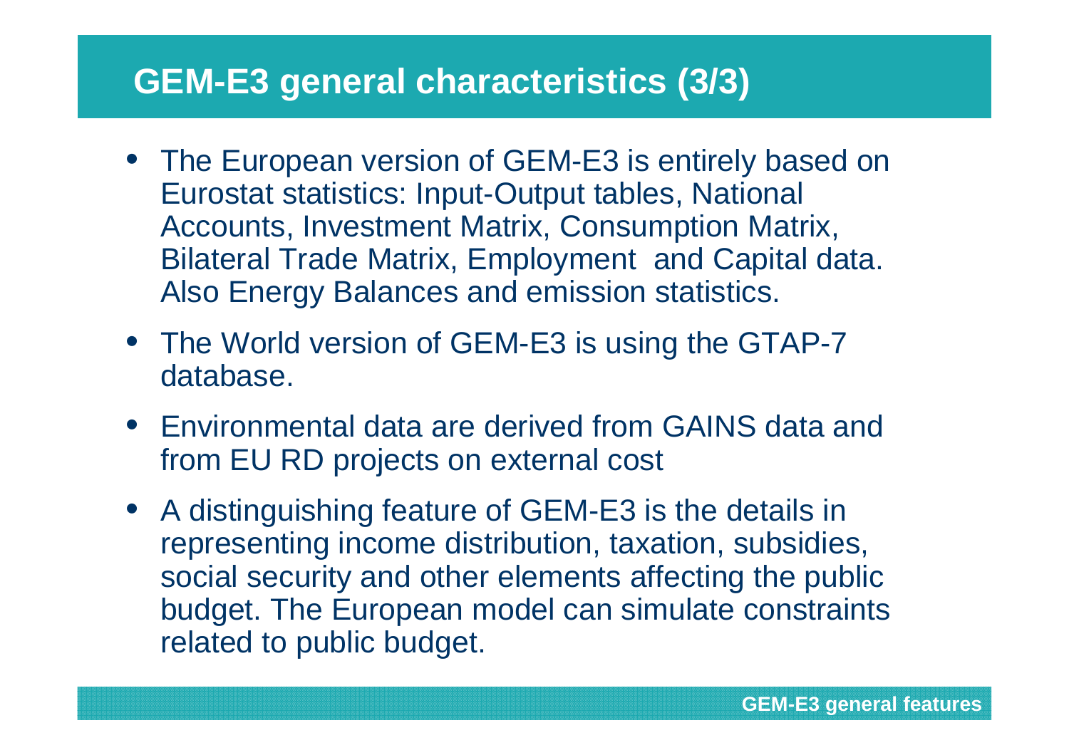# GEM-E3 general characteristics (3/3)

- The European version of GEM-E3 is entirely based on Eurostat statistics: Input-Output tables, National Accounts, Investment Matrix, Consumption Matrix, Bilateral Trade Matrix, Employment and Capital data. Also Energy Balances and emission statistics.
- The World version of GEM-E3 is using the GTAP-7 database.
- Environmental data are derived from GAINS data and from EU RD projects on external cost
- A distinguishing feature of GEM-E3 is the details in representing income distribution, taxation, subsidies, social security and other elements affecting the public budget. The European model can simulate constraints related to public budget.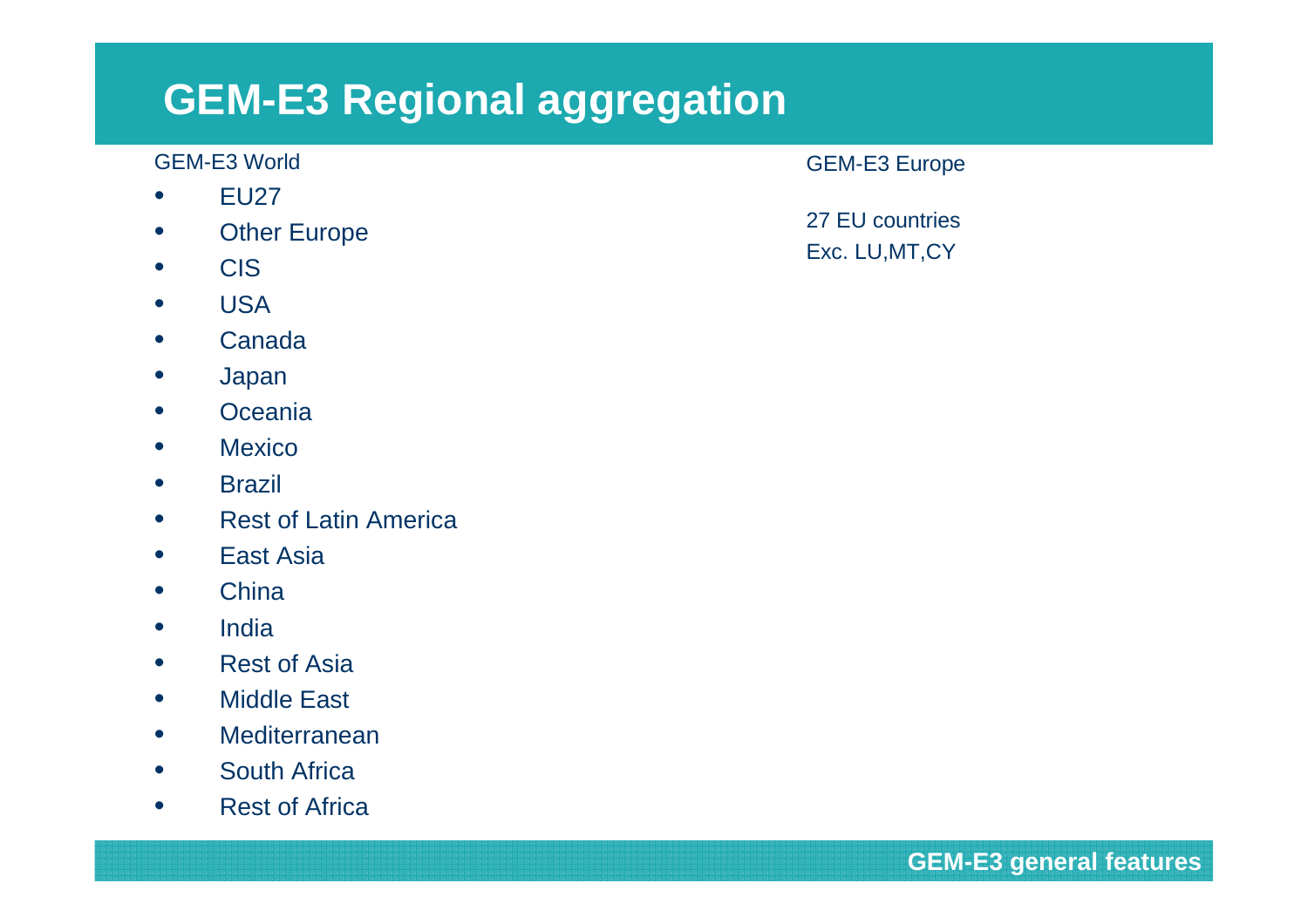# GEM-E3 Regional aggregation

GEM-E3 World

- EU27
- Other Europe
- CIS
- USA
- Canada
- Japan
- Oceania
- Mexico
- Brazil
- Rest of Latin America
- East Asia
- China
- India
- Rest of Asia
- Middle East
- Mediterranean
- South Africa
- Rest of Africa

GEM-E3 Europe

27 EU countries
Exc. LU,MT,CY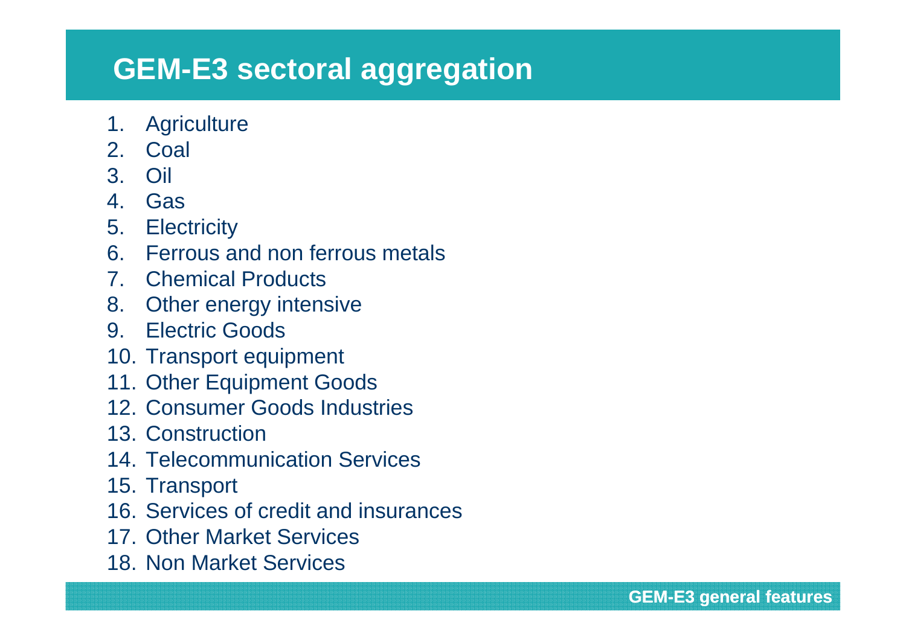# GEM-E3 sectoral aggregation

1. Agriculture
2. Coal
3. Oil
4. Gas
5. Electricity
6. Ferrous and non ferrous metals
7. Chemical Products
8. Other energy intensive
9. Electric Goods
10. Transport equipment
11. Other Equipment Goods
12. Consumer Goods Industries
13. Construction
14. Telecommunication Services
15. Transport
16. Services of credit and insurances
17. Other Market Services
18. Non Market Services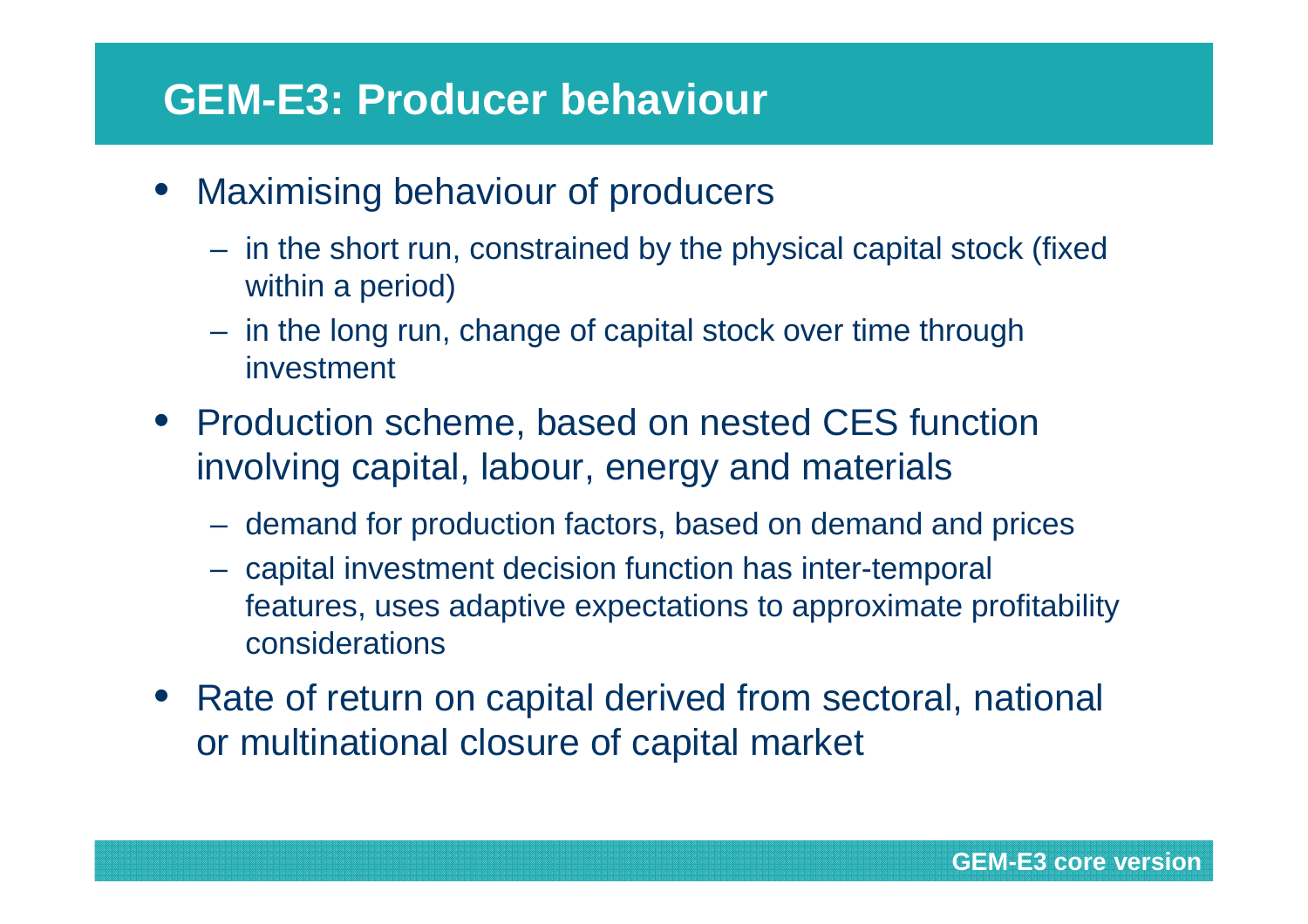# GEM-E3: Producer behaviour

- Maximising behaviour of producers
  - in the short run, constrained by the physical capital stock (fixed within a period)
  - in the long run, change of capital stock over time through investment
- Production scheme, based on nested CES function involving capital, labour, energy and materials
  - demand for production factors, based on demand and prices
  - capital investment decision function has inter-temporal features, uses adaptive expectations to approximate profitability considerations
- Rate of return on capital derived from sectoral, national or multinational closure of capital market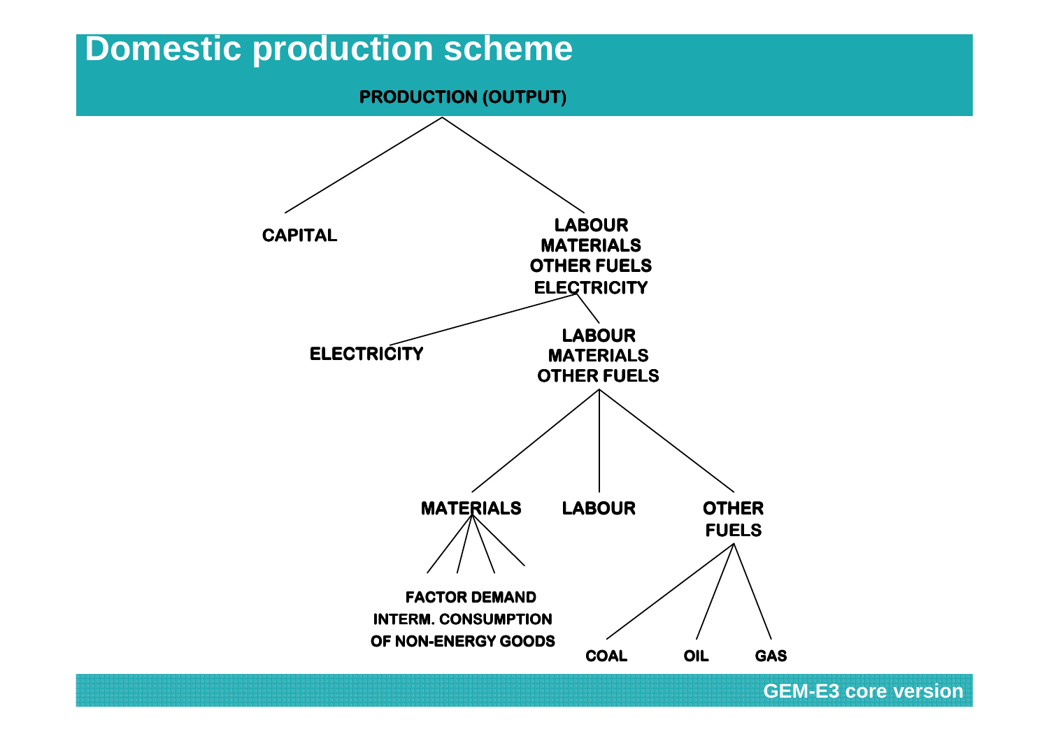# Domestic production scheme

PRODUCTION (OUTPUT)

- CAPITAL
- LABOUR / MATERIALS / OTHER FUELS / ELECTRICITY
  - ELECTRICITY
  - LABOUR / MATERIALS / OTHER FUELS
    - MATERIALS
      - FACTOR DEMAND INTERM. CONSUMPTION OF NON-ENERGY GOODS
    - LABOUR
    - OTHER FUELS
      - COAL
      - OIL
      - GAS

GEM-E3 core version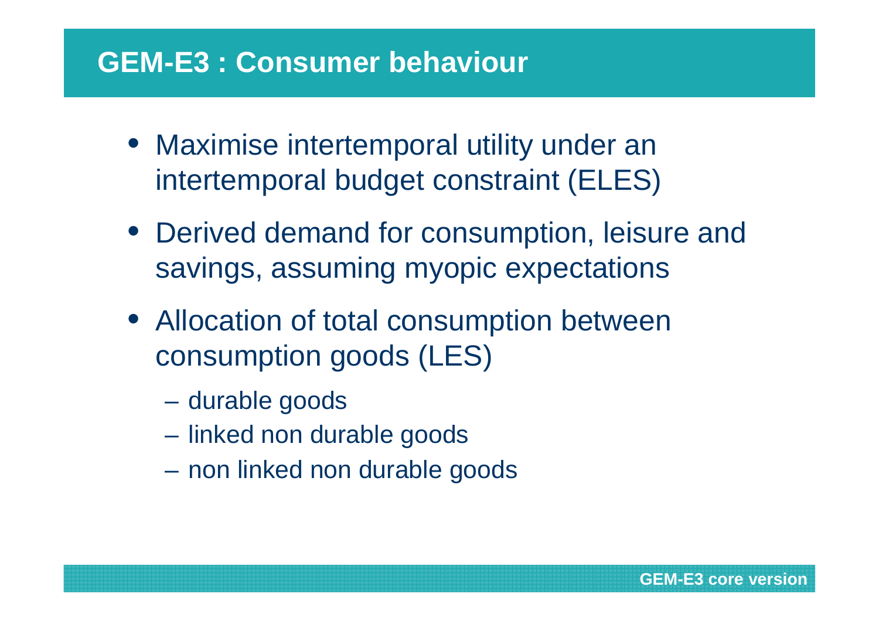# GEM-E3 : Consumer behaviour

- Maximise intertemporal utility under an intertemporal budget constraint (ELES)
- Derived demand for consumption, leisure and savings, assuming myopic expectations
- Allocation of total consumption between consumption goods (LES)
  - durable goods
  - linked non durable goods
  - non linked non durable goods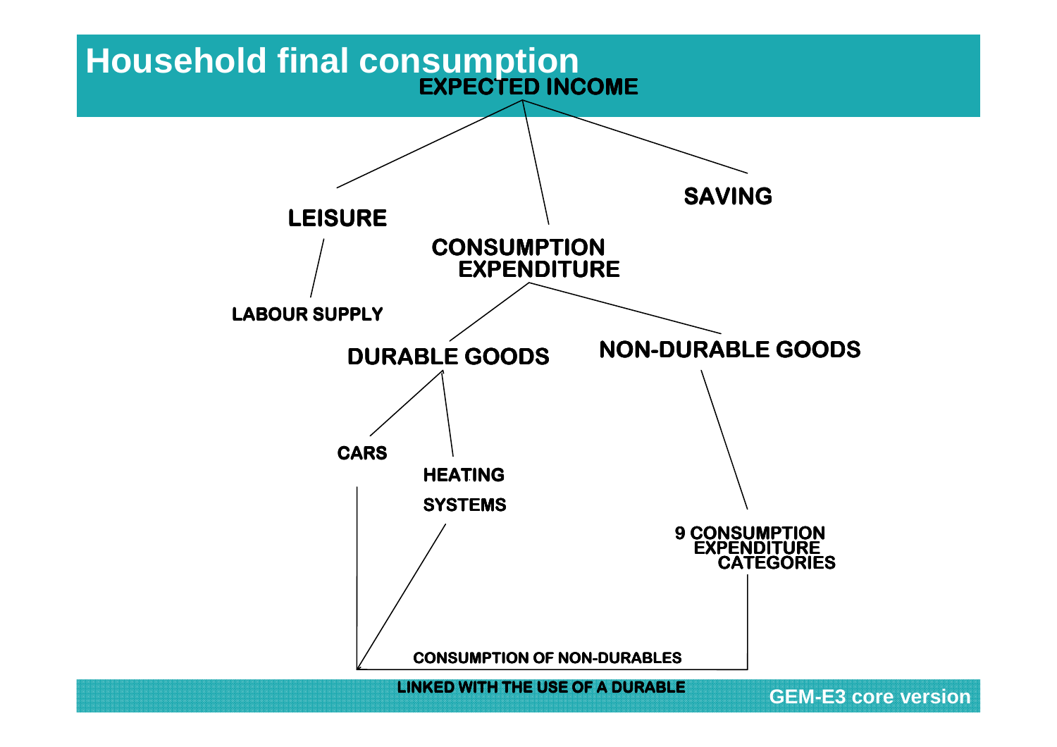# Household final consumption

EXPECTED INCOME

- LEISURE
  - LABOUR SUPPLY
- CONSUMPTION EXPENDITURE
  - DURABLE GOODS
    - CARS
    - HEATING SYSTEMS
  - NON-DURABLE GOODS
    - 9 CONSUMPTION EXPENDITURE CATEGORIES
- SAVING

CONSUMPTION OF NON-DURABLES LINKED WITH THE USE OF A DURABLE

GEM-E3 core version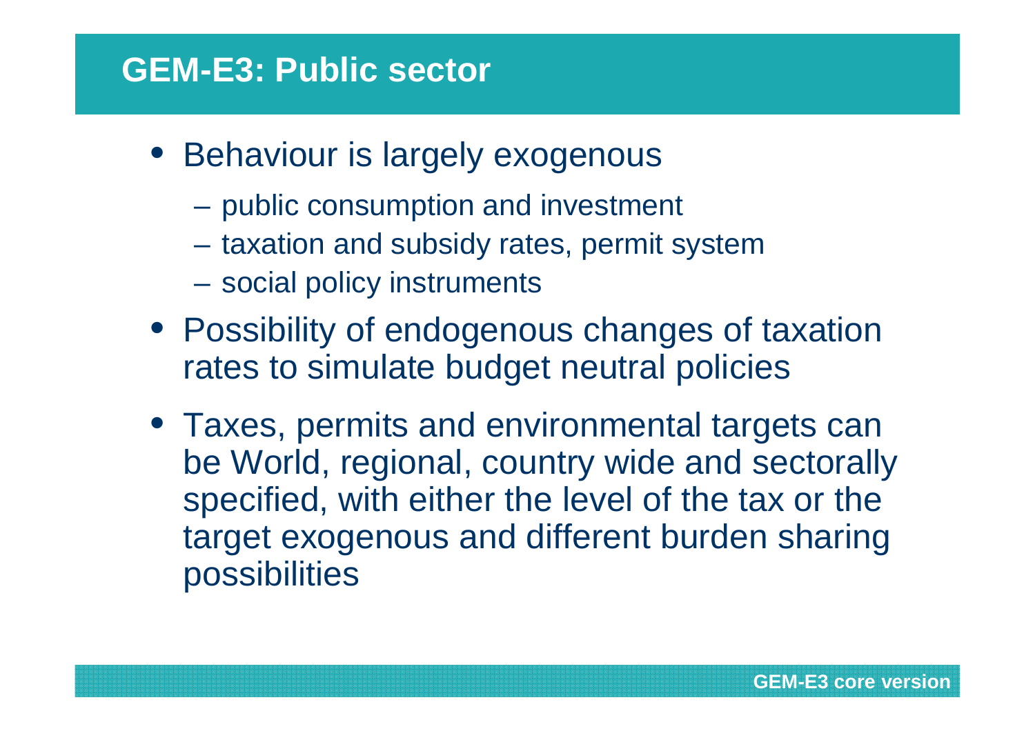# GEM-E3: Public sector

- Behaviour is largely exogenous
  - public consumption and investment
  - taxation and subsidy rates, permit system
  - social policy instruments
- Possibility of endogenous changes of taxation rates to simulate budget neutral policies
- Taxes, permits and environmental targets can be World, regional, country wide and sectorally specified, with either the level of the tax or the target exogenous and different burden sharing possibilities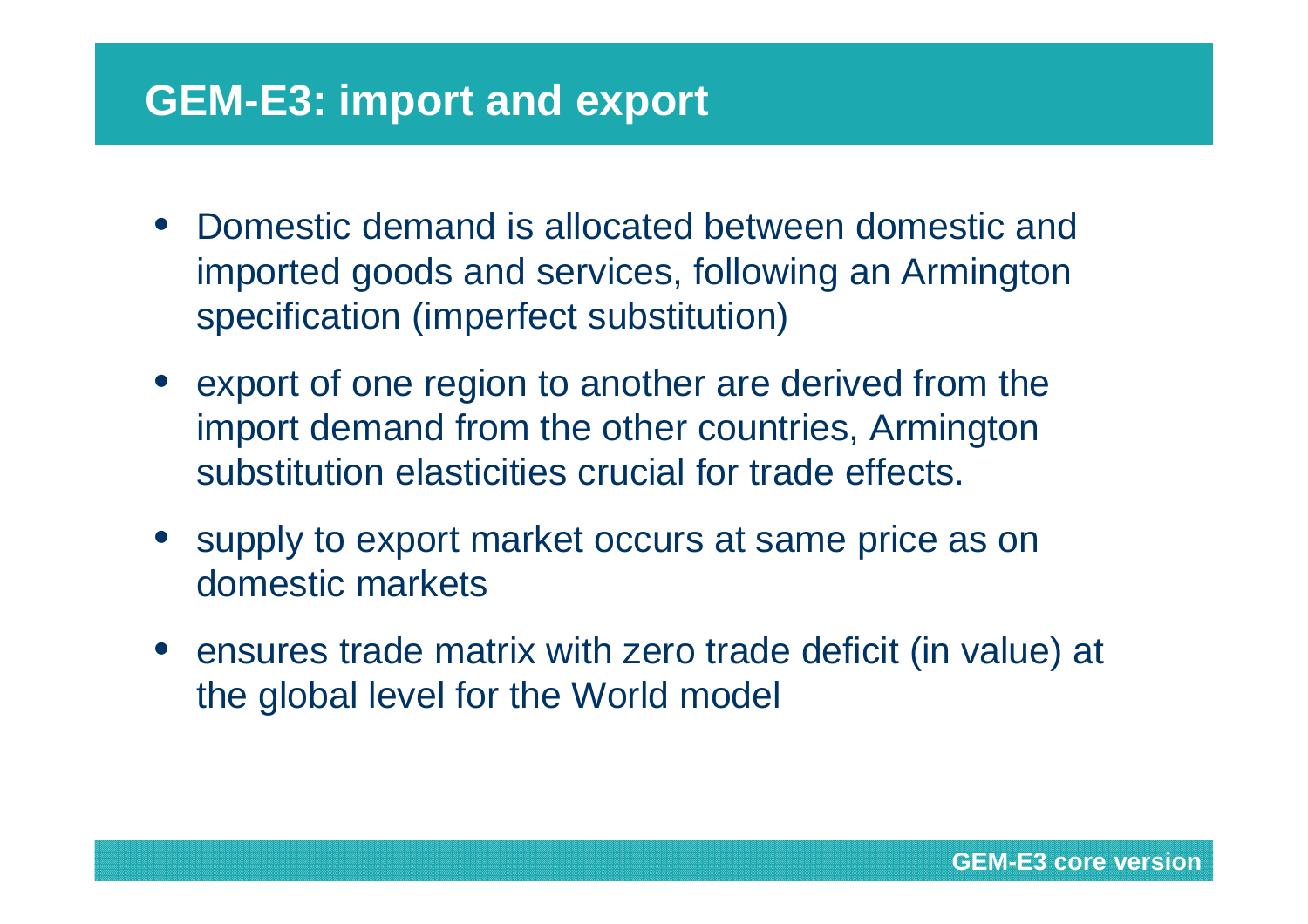# GEM-E3: import and export

- Domestic demand is allocated between domestic and imported goods and services, following an Armington specification (imperfect substitution)
- export of one region to another are derived from the import demand from the other countries, Armington substitution elasticities crucial for trade effects.
- supply to export market occurs at same price as on domestic markets
- ensures trade matrix with zero trade deficit (in value) at the global level for the World model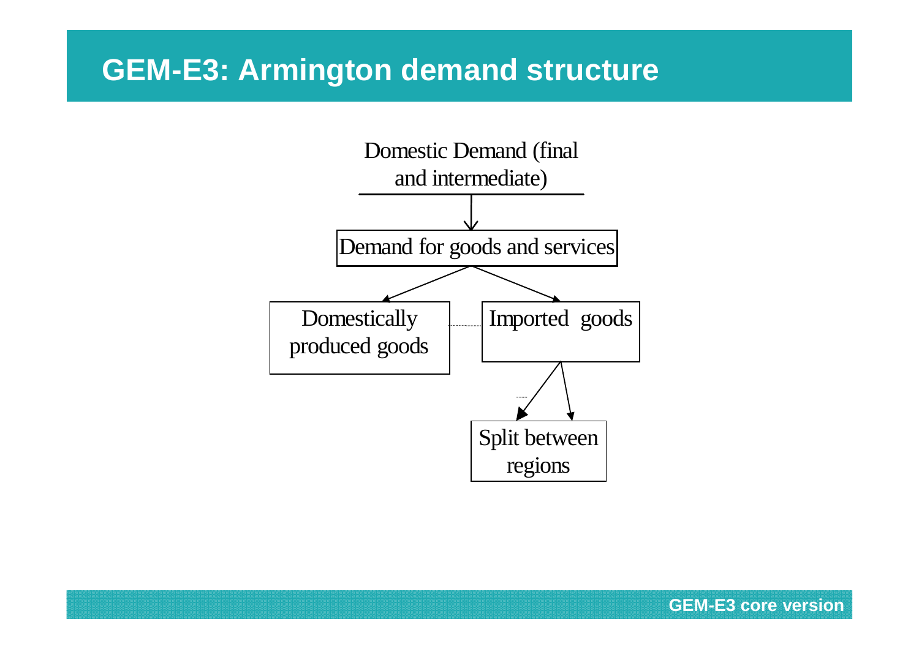# GEM-E3: Armington demand structure

Domestic Demand (final and intermediate)

Demand for goods and services

Domestically produced goods

Imported goods

Split between regions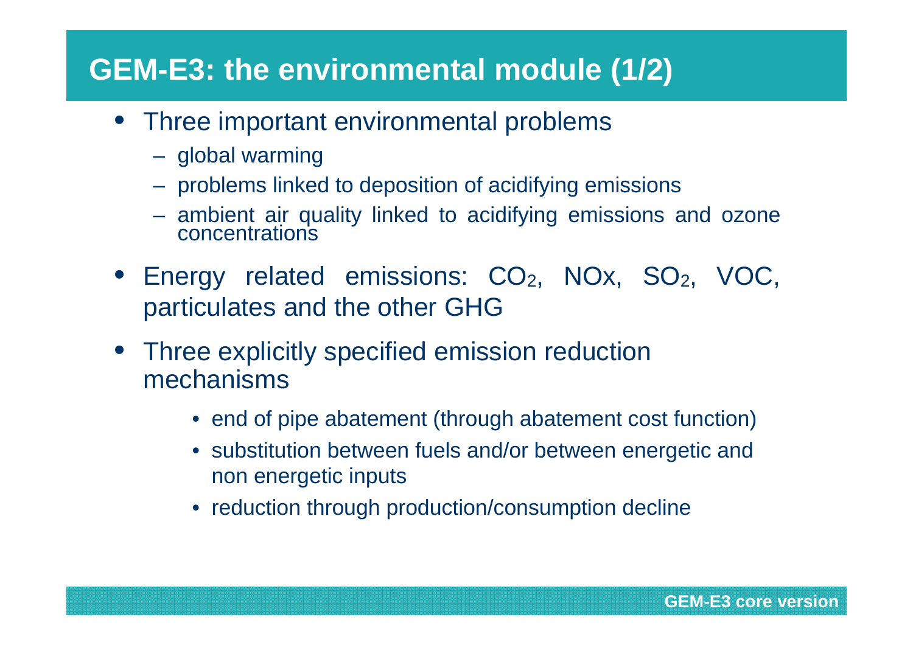# GEM-E3: the environmental module (1/2)

- Three important environmental problems
  - global warming
  - problems linked to deposition of acidifying emissions
  - ambient air quality linked to acidifying emissions and ozone concentrations
- Energy related emissions: $CO_2$, NOx, $SO_2$, VOC, particulates and the other GHG
- Three explicitly specified emission reduction mechanisms
  - end of pipe abatement (through abatement cost function)
  - substitution between fuels and/or between energetic and non energetic inputs
  - reduction through production/consumption decline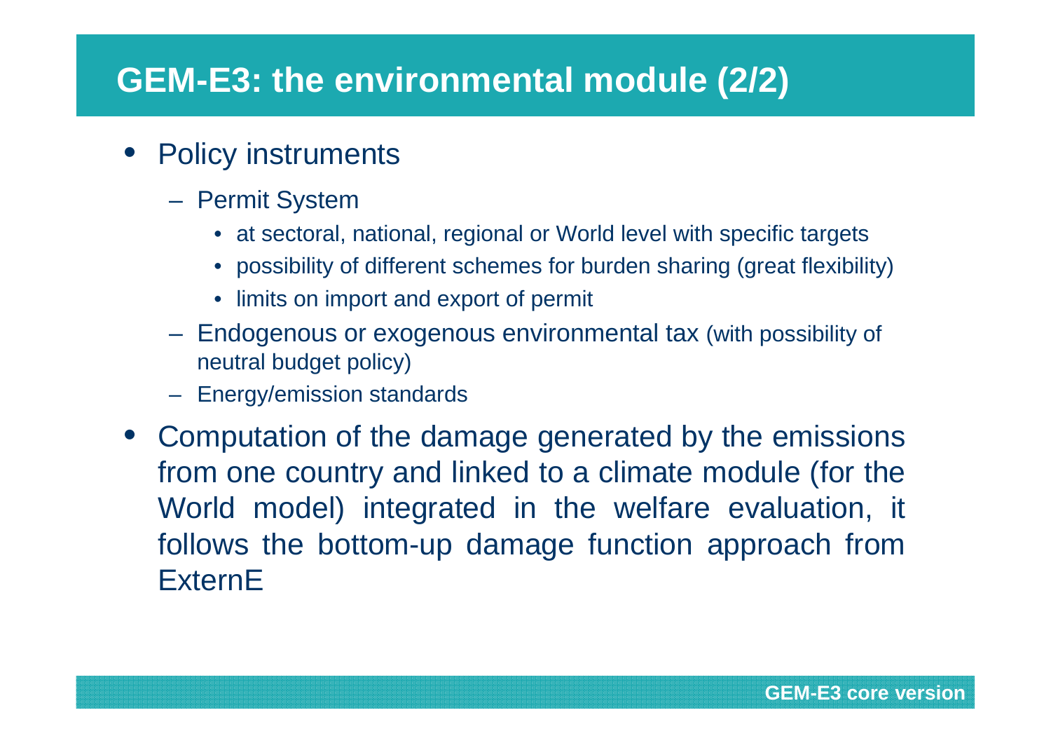# GEM-E3: the environmental module (2/2)

- Policy instruments
  - Permit System
    - at sectoral, national, regional or World level with specific targets
    - possibility of different schemes for burden sharing (great flexibility)
    - limits on import and export of permit
  - Endogenous or exogenous environmental tax (with possibility of neutral budget policy)
  - Energy/emission standards
- Computation of the damage generated by the emissions from one country and linked to a climate module (for the World model) integrated in the welfare evaluation, it follows the bottom-up damage function approach from ExternE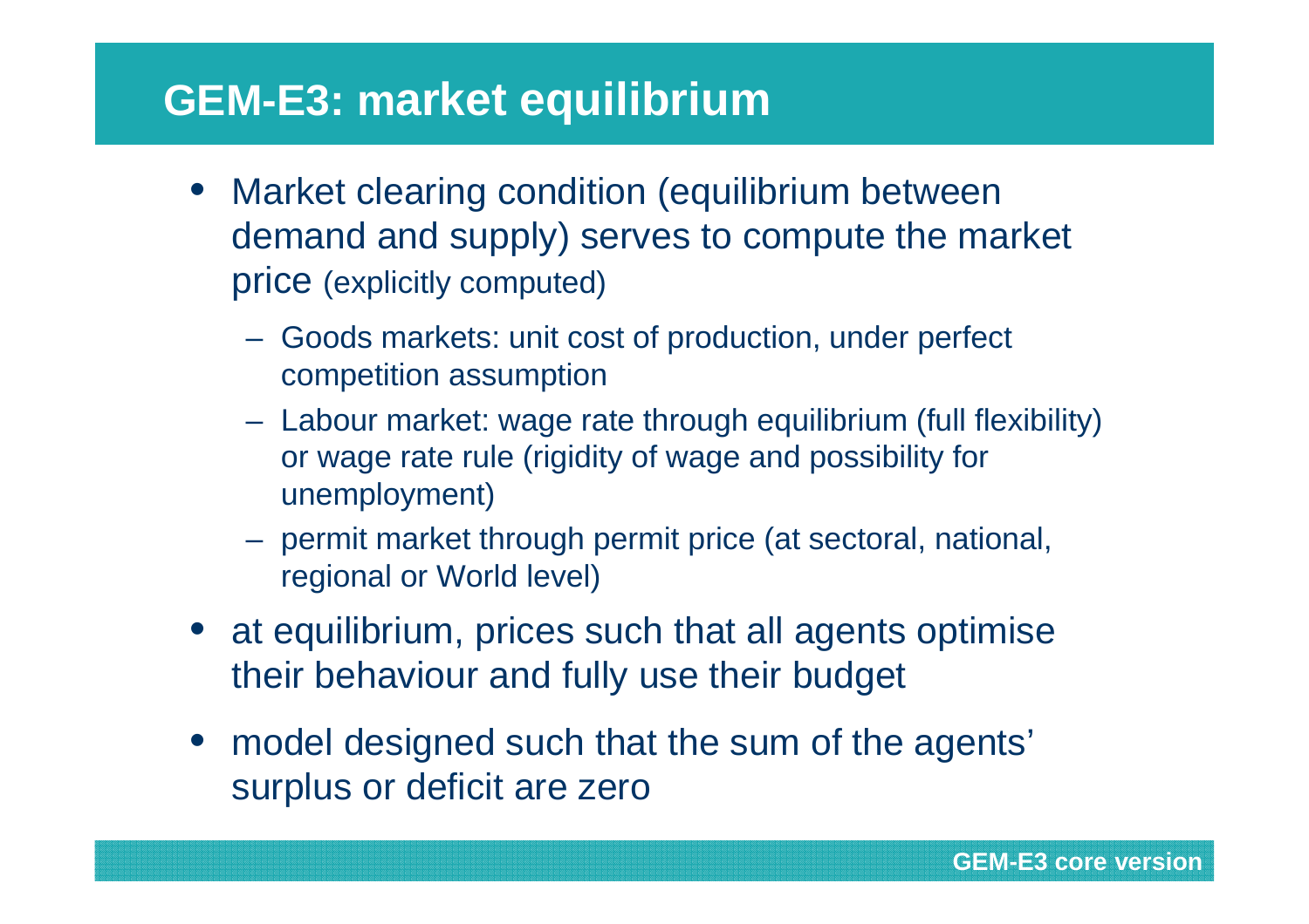# GEM-E3: market equilibrium

- Market clearing condition (equilibrium between demand and supply) serves to compute the market price (explicitly computed)
  - Goods markets: unit cost of production, under perfect competition assumption
  - Labour market: wage rate through equilibrium (full flexibility) or wage rate rule (rigidity of wage and possibility for unemployment)
  - permit market through permit price (at sectoral, national, regional or World level)
- at equilibrium, prices such that all agents optimise their behaviour and fully use their budget
- model designed such that the sum of the agents' surplus or deficit are zero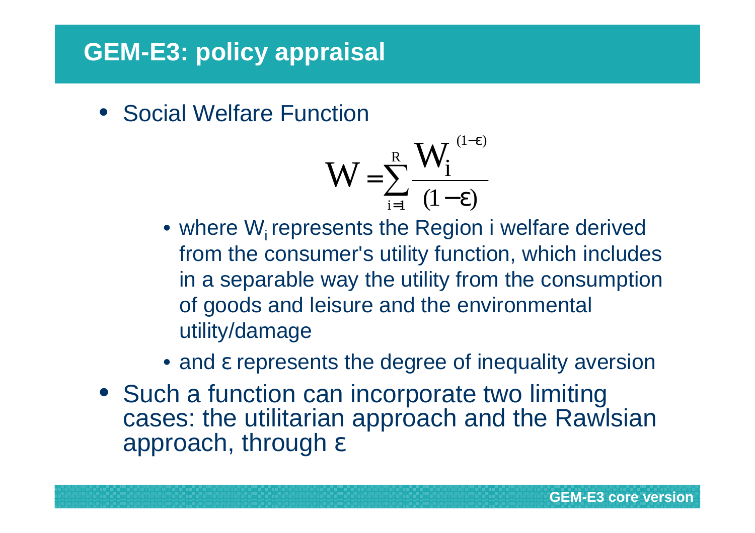# GEM-E3: policy appraisal

- Social Welfare Function

$$W = \sum_{i=1}^{R} \frac{W_i^{(1-\varepsilon)}}{(1-\varepsilon)}$$

  - where $W_i$ represents the Region i welfare derived from the consumer's utility function, which includes in a separable way the utility from the consumption of goods and leisure and the environmental utility/damage
  - and $\varepsilon$ represents the degree of inequality aversion

- Such a function can incorporate two limiting cases: the utilitarian approach and the Rawlsian approach, through $\varepsilon$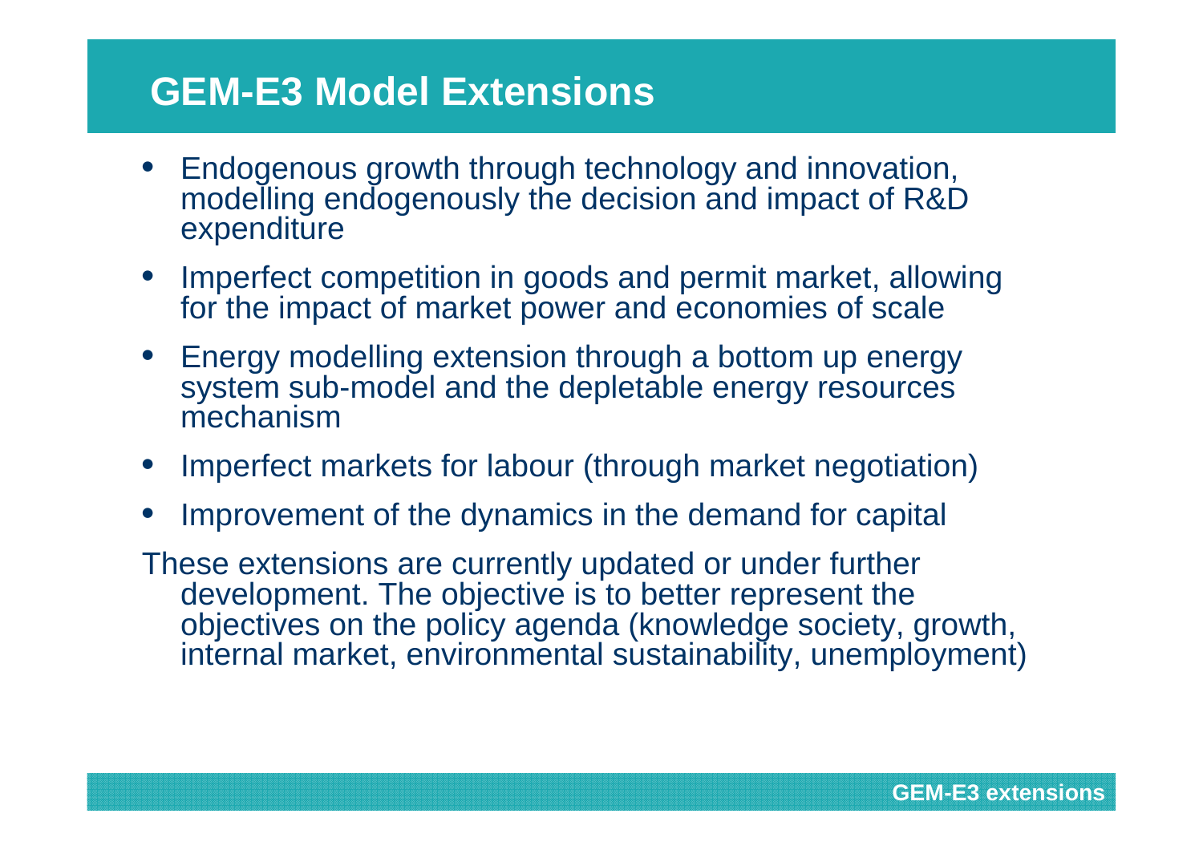# GEM-E3 Model Extensions

- Endogenous growth through technology and innovation, modelling endogenously the decision and impact of R&D expenditure
- Imperfect competition in goods and permit market, allowing for the impact of market power and economies of scale
- Energy modelling extension through a bottom up energy system sub-model and the depletable energy resources mechanism
- Imperfect markets for labour (through market negotiation)
- Improvement of the dynamics in the demand for capital

These extensions are currently updated or under further development. The objective is to better represent the objectives on the policy agenda (knowledge society, growth, internal market, environmental sustainability, unemployment)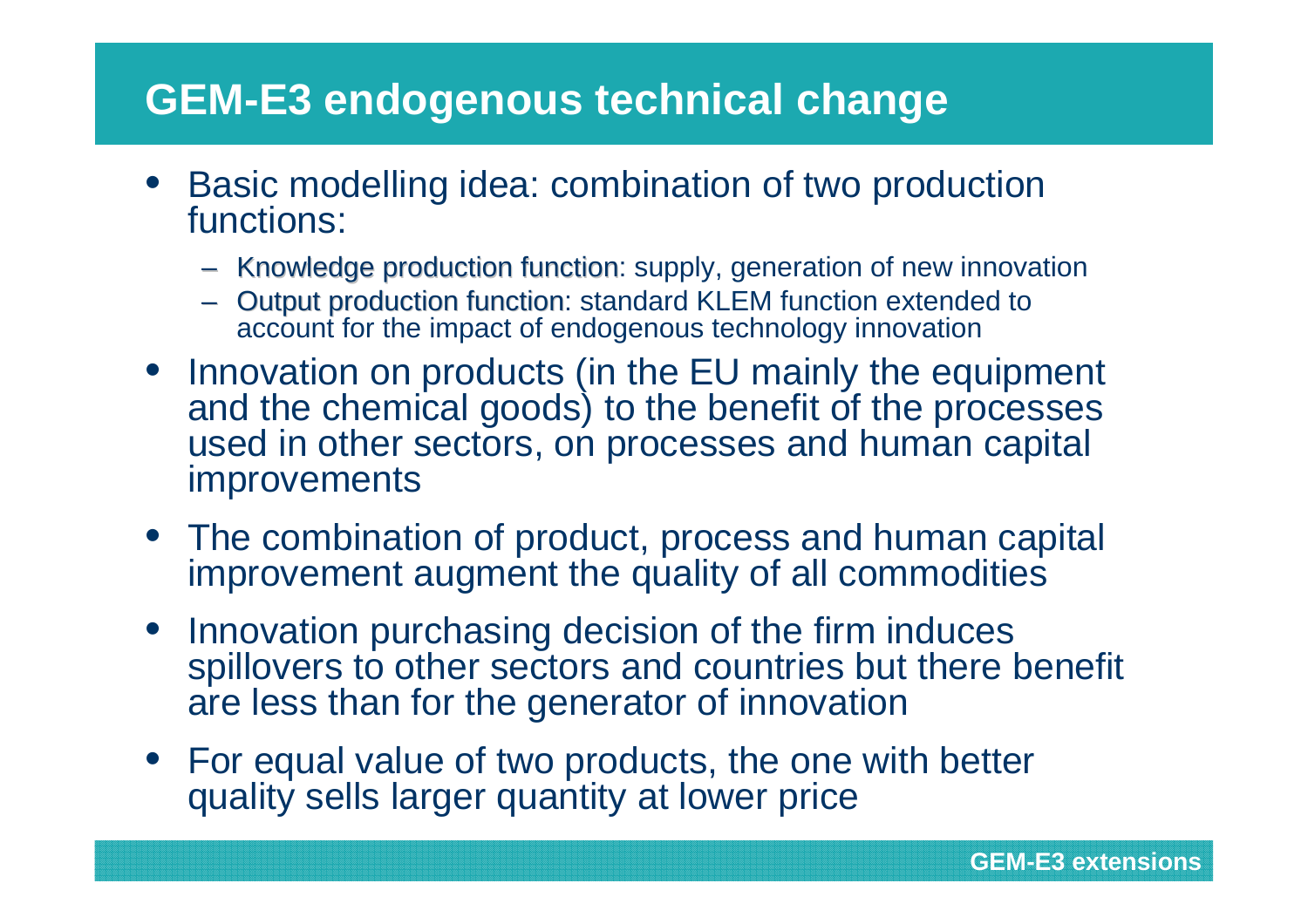# GEM-E3 endogenous technical change

- Basic modelling idea: combination of two production functions:
  - Knowledge production function: supply, generation of new innovation
  - Output production function: standard KLEM function extended to account for the impact of endogenous technology innovation
- Innovation on products (in the EU mainly the equipment and the chemical goods) to the benefit of the processes used in other sectors, on processes and human capital improvements
- The combination of product, process and human capital improvement augment the quality of all commodities
- Innovation purchasing decision of the firm induces spillovers to other sectors and countries but there benefit are less than for the generator of innovation
- For equal value of two products, the one with better quality sells larger quantity at lower price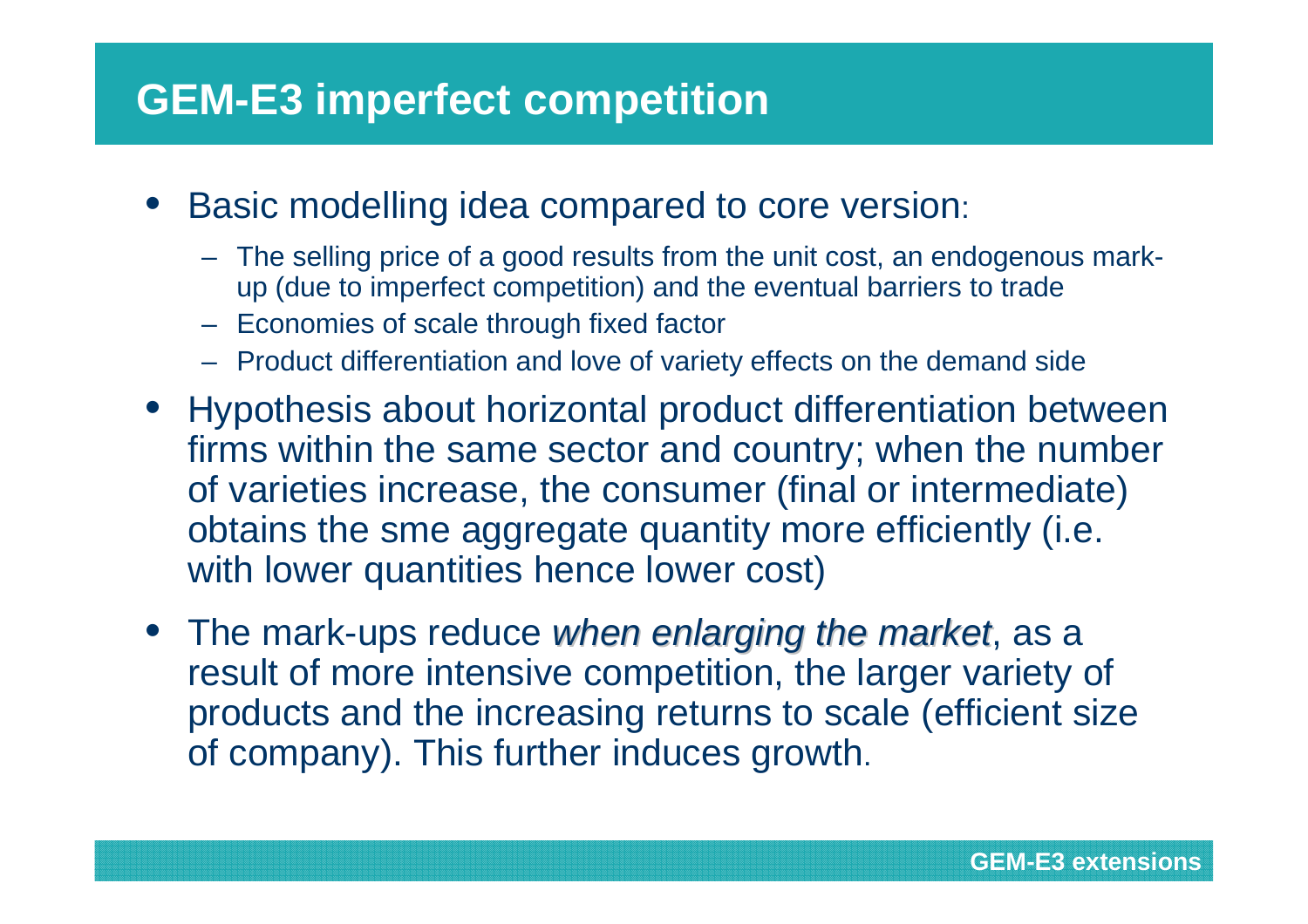# GEM-E3 imperfect competition

- Basic modelling idea compared to core version:
  - The selling price of a good results from the unit cost, an endogenous mark-up (due to imperfect competition) and the eventual barriers to trade
  - Economies of scale through fixed factor
  - Product differentiation and love of variety effects on the demand side
- Hypothesis about horizontal product differentiation between firms within the same sector and country; when the number of varieties increase, the consumer (final or intermediate) obtains the sme aggregate quantity more efficiently (i.e. with lower quantities hence lower cost)
- The mark-ups reduce *when enlarging the market*, as a result of more intensive competition, the larger variety of products and the increasing returns to scale (efficient size of company). This further induces growth.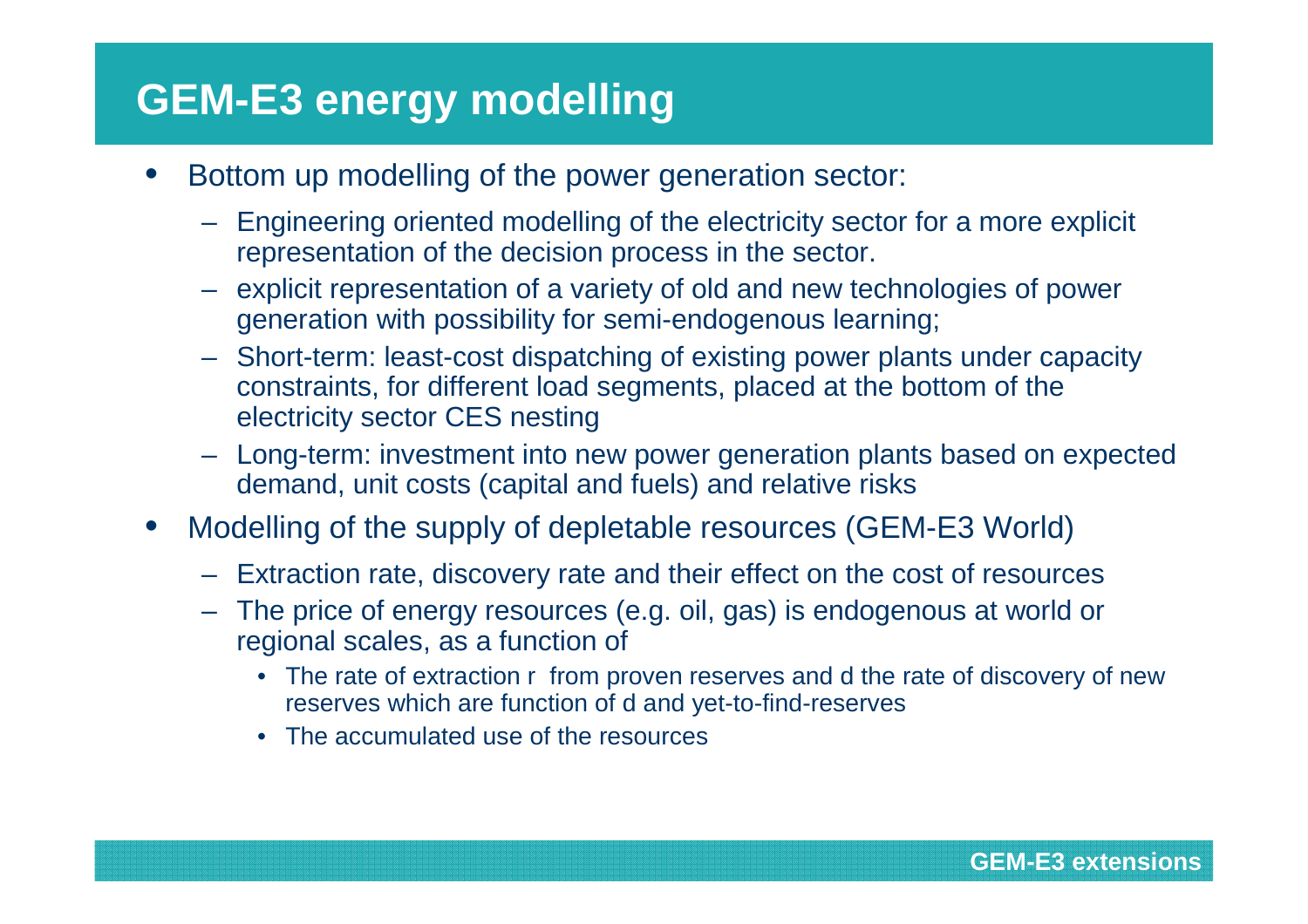# GEM-E3 energy modelling

- Bottom up modelling of the power generation sector:
  - Engineering oriented modelling of the electricity sector for a more explicit representation of the decision process in the sector.
  - explicit representation of a variety of old and new technologies of power generation with possibility for semi-endogenous learning;
  - Short-term: least-cost dispatching of existing power plants under capacity constraints, for different load segments, placed at the bottom of the electricity sector CES nesting
  - Long-term: investment into new power generation plants based on expected demand, unit costs (capital and fuels) and relative risks
- Modelling of the supply of depletable resources (GEM-E3 World)
  - Extraction rate, discovery rate and their effect on the cost of resources
  - The price of energy resources (e.g. oil, gas) is endogenous at world or regional scales, as a function of
    - The rate of extraction r from proven reserves and d the rate of discovery of new reserves which are function of d and yet-to-find-reserves
    - The accumulated use of the resources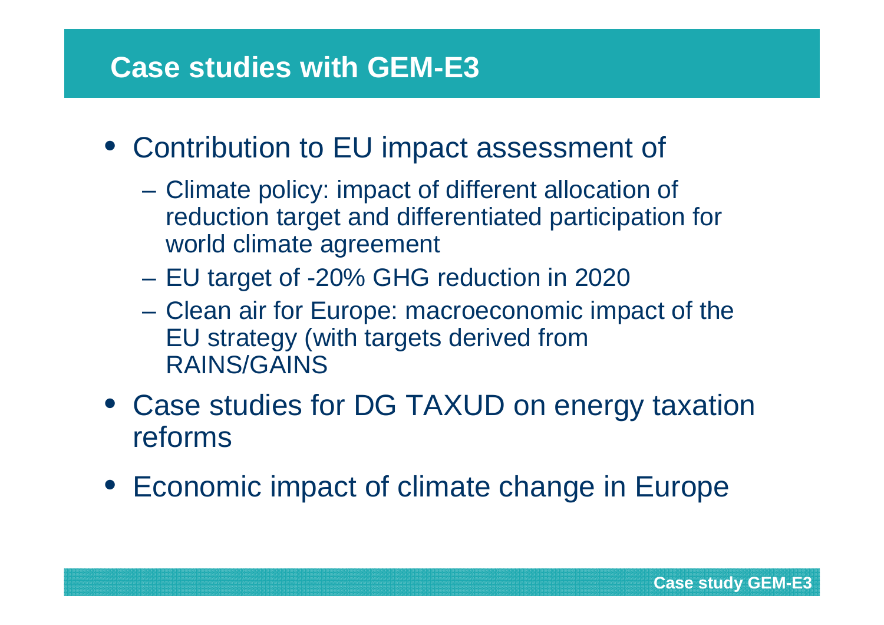# Case studies with GEM-E3

- Contribution to EU impact assessment of
  - Climate policy: impact of different allocation of reduction target and differentiated participation for world climate agreement
  - EU target of -20% GHG reduction in 2020
  - Clean air for Europe: macroeconomic impact of the EU strategy (with targets derived from RAINS/GAINS
- Case studies for DG TAXUD on energy taxation reforms
- Economic impact of climate change in Europe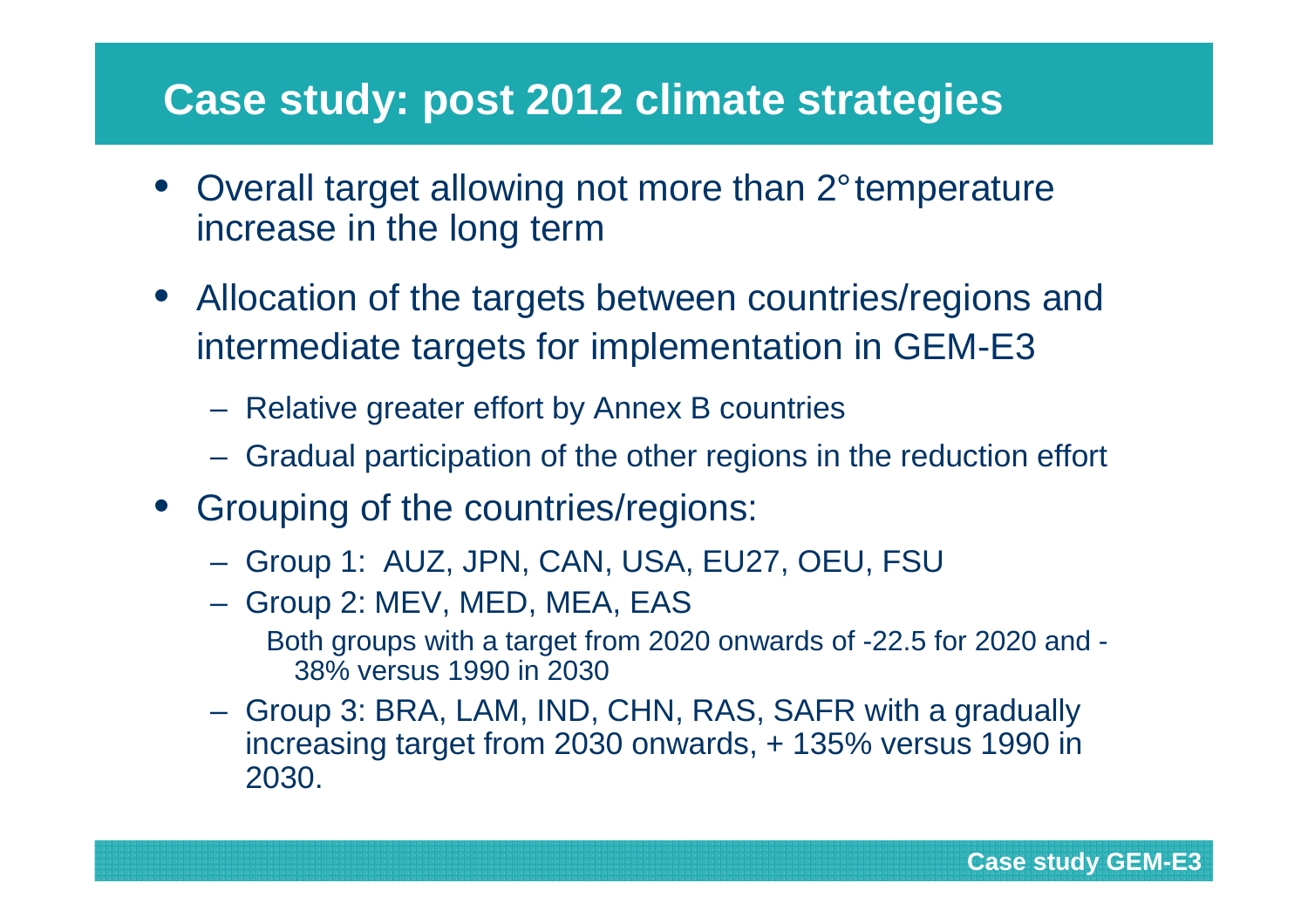# Case study: post 2012 climate strategies

- Overall target allowing not more than 2° temperature increase in the long term
- Allocation of the targets between countries/regions and intermediate targets for implementation in GEM-E3
  - Relative greater effort by Annex B countries
  - Gradual participation of the other regions in the reduction effort
- Grouping of the countries/regions:
  - Group 1: AUZ, JPN, CAN, USA, EU27, OEU, FSU
  - Group 2: MEV, MED, MEA, EAS

    Both groups with a target from 2020 onwards of -22.5 for 2020 and -38% versus 1990 in 2030
  - Group 3: BRA, LAM, IND, CHN, RAS, SAFR with a gradually increasing target from 2030 onwards, + 135% versus 1990 in 2030.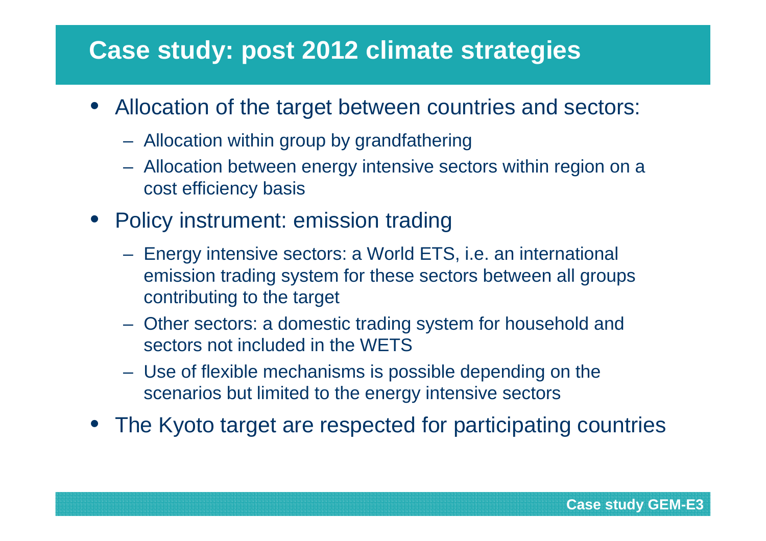# Case study: post 2012 climate strategies

- Allocation of the target between countries and sectors:
  - Allocation within group by grandfathering
  - Allocation between energy intensive sectors within region on a cost efficiency basis
- Policy instrument: emission trading
  - Energy intensive sectors: a World ETS, i.e. an international emission trading system for these sectors between all groups contributing to the target
  - Other sectors: a domestic trading system for household and sectors not included in the WETS
  - Use of flexible mechanisms is possible depending on the scenarios but limited to the energy intensive sectors
- The Kyoto target are respected for participating countries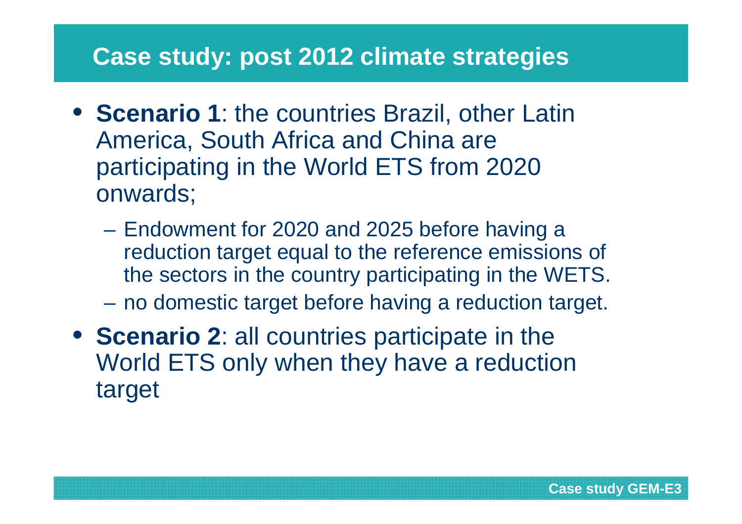# Case study: post 2012 climate strategies

- **Scenario 1**: the countries Brazil, other Latin America, South Africa and China are participating in the World ETS from 2020 onwards;
  - Endowment for 2020 and 2025 before having a reduction target equal to the reference emissions of the sectors in the country participating in the WETS.
  - no domestic target before having a reduction target.
- **Scenario 2**: all countries participate in the World ETS only when they have a reduction target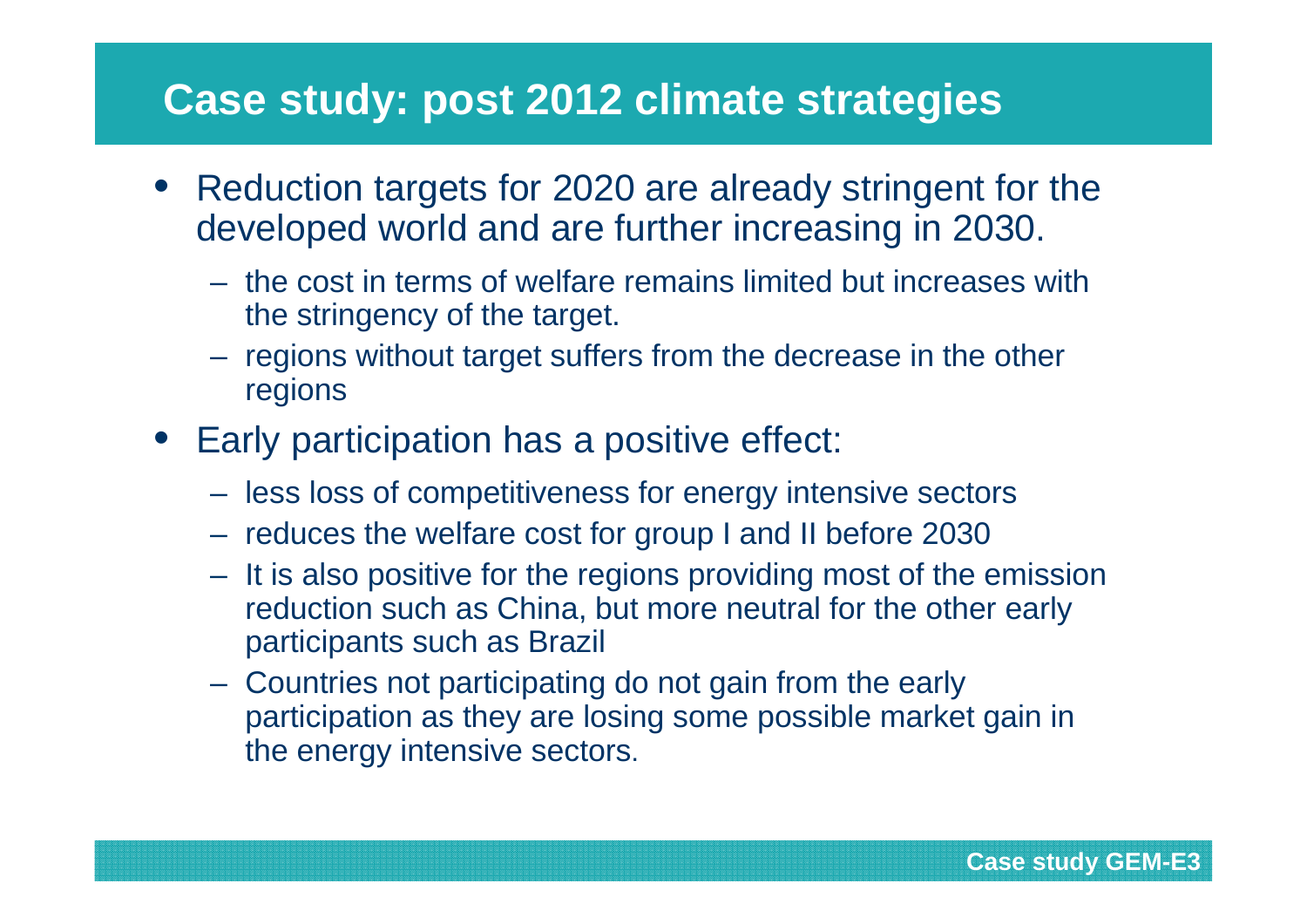# Case study: post 2012 climate strategies

- Reduction targets for 2020 are already stringent for the developed world and are further increasing in 2030.
  - the cost in terms of welfare remains limited but increases with the stringency of the target.
  - regions without target suffers from the decrease in the other regions
- Early participation has a positive effect:
  - less loss of competitiveness for energy intensive sectors
  - reduces the welfare cost for group I and II before 2030
  - It is also positive for the regions providing most of the emission reduction such as China, but more neutral for the other early participants such as Brazil
  - Countries not participating do not gain from the early participation as they are losing some possible market gain in the energy intensive sectors.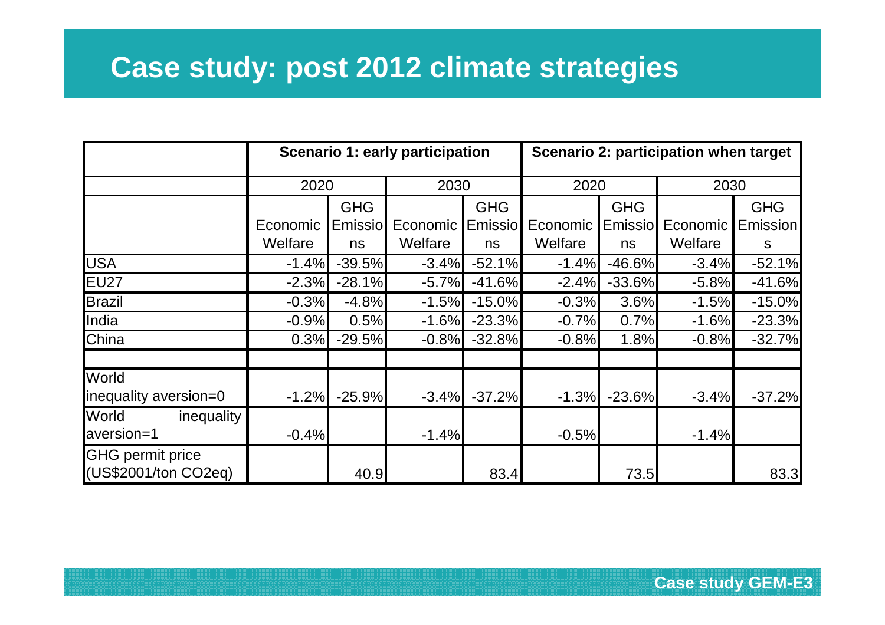# Case study: post 2012 climate strategies

| | Scenario 1: early participation | | | | Scenario 2: participation when target | | | |
|---|---|---|---|---|---|---|---|---|
| | 2020 | | 2030 | | 2020 | | 2030 | |
| | Economic Welfare | GHG Emissions | Economic Welfare | GHG Emissions | Economic Welfare | GHG Emissions | Economic Welfare | GHG Emissions |
| USA | -1.4% | -39.5% | -3.4% | -52.1% | -1.4% | -46.6% | -3.4% | -52.1% |
| EU27 | -2.3% | -28.1% | -5.7% | -41.6% | -2.4% | -33.6% | -5.8% | -41.6% |
| Brazil | -0.3% | -4.8% | -1.5% | -15.0% | -0.3% | 3.6% | -1.5% | -15.0% |
| India | -0.9% | 0.5% | -1.6% | -23.3% | -0.7% | 0.7% | -1.6% | -23.3% |
| China | 0.3% | -29.5% | -0.8% | -32.8% | -0.8% | 1.8% | -0.8% | -32.7% |
| | | | | | | | | |
| World inequality aversion=0 | -1.2% | -25.9% | -3.4% | -37.2% | -1.3% | -23.6% | -3.4% | -37.2% |
| World inequality aversion=1 | -0.4% | | -1.4% | | -0.5% | | -1.4% | |
| GHG permit price (US$2001/ton CO2eq) | | 40.9 | | 83.4 | | 73.5 | | 83.3 |

Case study GEM-E3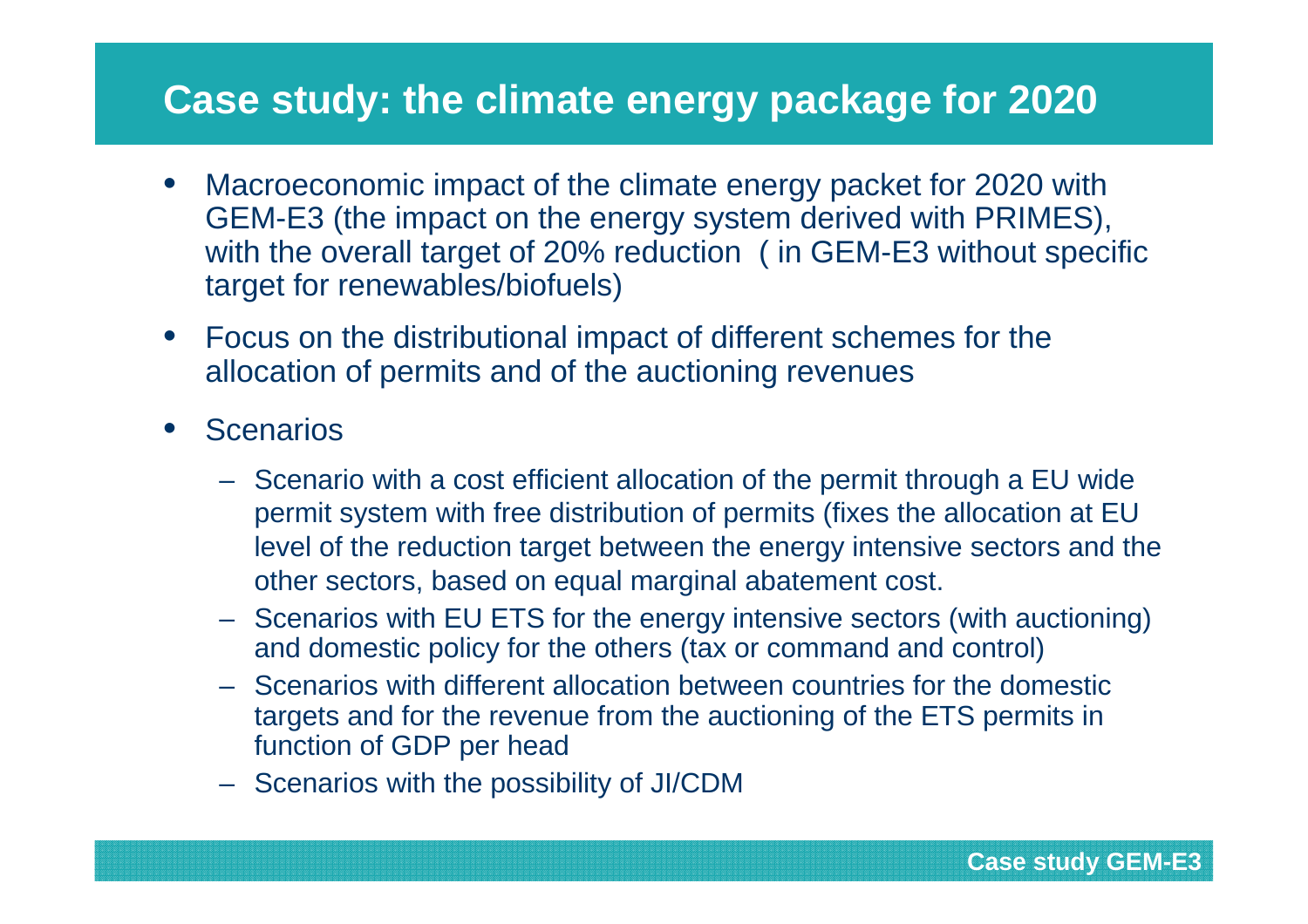# Case study: the climate energy package for 2020

- Macroeconomic impact of the climate energy packet for 2020 with GEM-E3 (the impact on the energy system derived with PRIMES), with the overall target of 20% reduction ( in GEM-E3 without specific target for renewables/biofuels)
- Focus on the distributional impact of different schemes for the allocation of permits and of the auctioning revenues
- Scenarios
  - Scenario with a cost efficient allocation of the permit through a EU wide permit system with free distribution of permits (fixes the allocation at EU level of the reduction target between the energy intensive sectors and the other sectors, based on equal marginal abatement cost.
  - Scenarios with EU ETS for the energy intensive sectors (with auctioning) and domestic policy for the others (tax or command and control)
  - Scenarios with different allocation between countries for the domestic targets and for the revenue from the auctioning of the ETS permits in function of GDP per head
  - Scenarios with the possibility of JI/CDM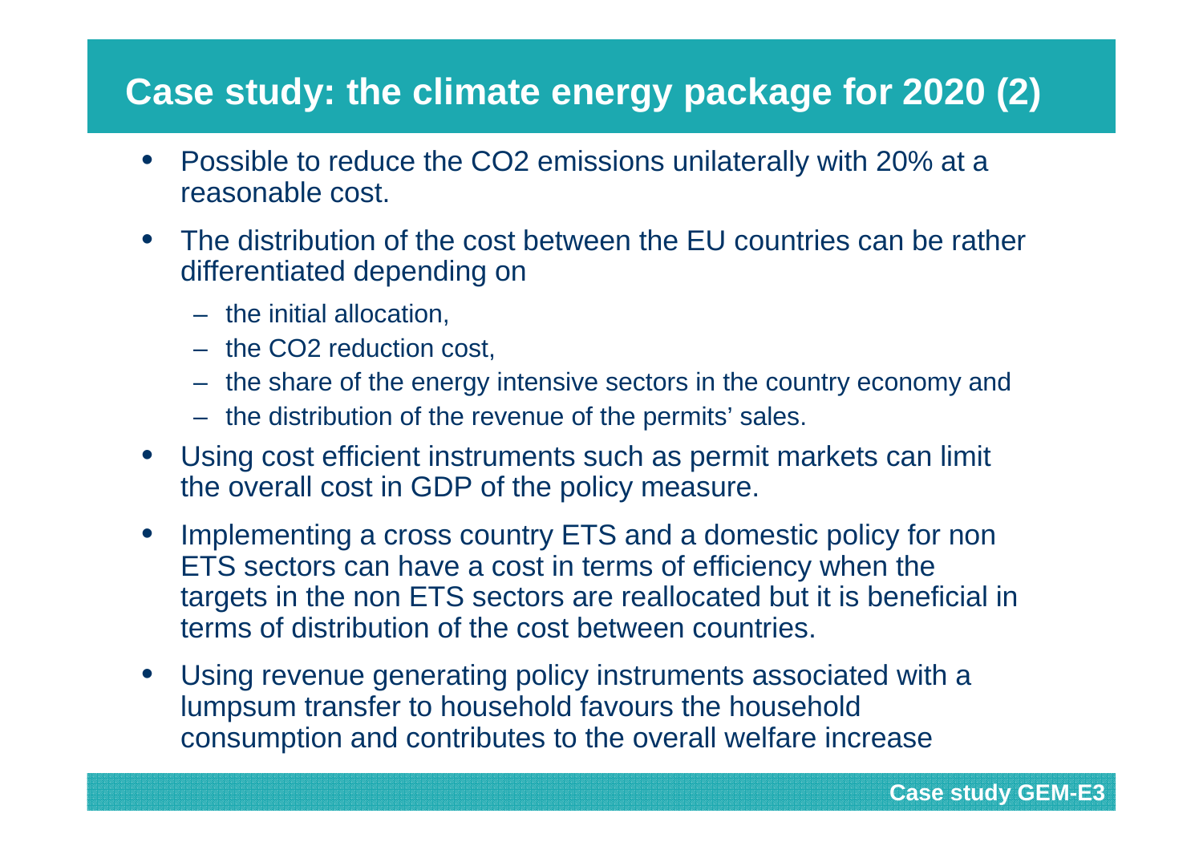# Case study: the climate energy package for 2020 (2)

- Possible to reduce the $CO_2$ emissions unilaterally with 20% at a reasonable cost.
- The distribution of the cost between the EU countries can be rather differentiated depending on
  - the initial allocation,
  - the $CO_2$ reduction cost,
  - the share of the energy intensive sectors in the country economy and
  - the distribution of the revenue of the permits' sales.
- Using cost efficient instruments such as permit markets can limit the overall cost in GDP of the policy measure.
- Implementing a cross country ETS and a domestic policy for non ETS sectors can have a cost in terms of efficiency when the targets in the non ETS sectors are reallocated but it is beneficial in terms of distribution of the cost between countries.
- Using revenue generating policy instruments associated with a lumpsum transfer to household favours the household consumption and contributes to the overall welfare increase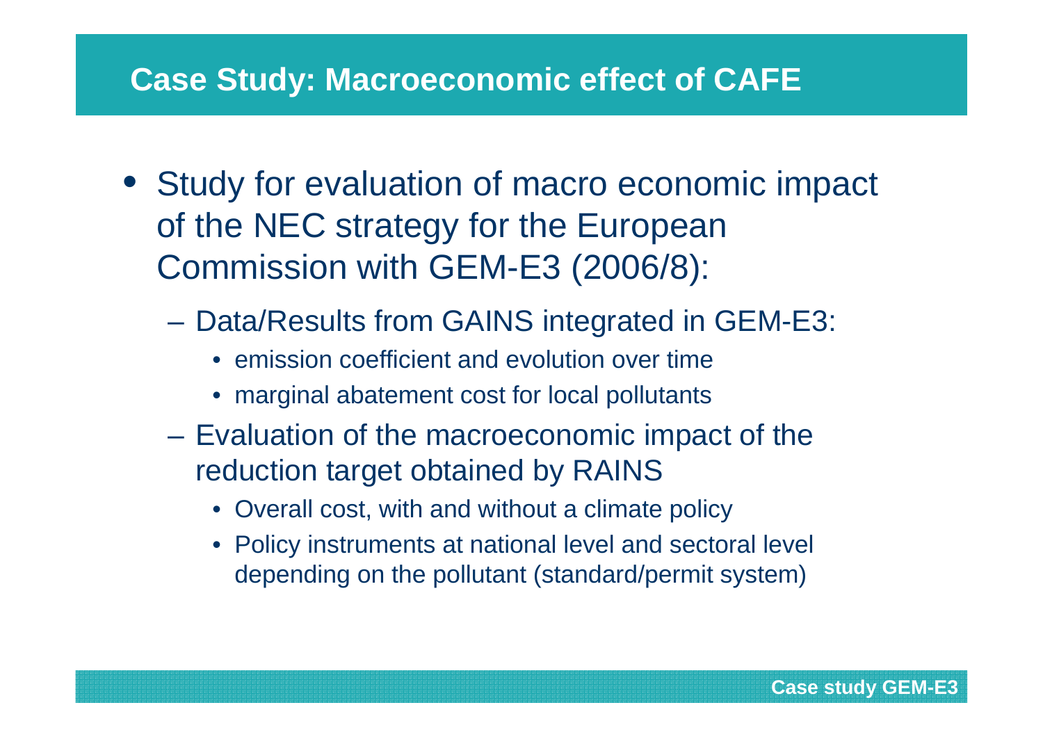# Case Study: Macroeconomic effect of CAFE

- Study for evaluation of macro economic impact of the NEC strategy for the European Commission with GEM-E3 (2006/8):
  - Data/Results from GAINS integrated in GEM-E3:
    - emission coefficient and evolution over time
    - marginal abatement cost for local pollutants
  - Evaluation of the macroeconomic impact of the reduction target obtained by RAINS
    - Overall cost, with and without a climate policy
    - Policy instruments at national level and sectoral level depending on the pollutant (standard/permit system)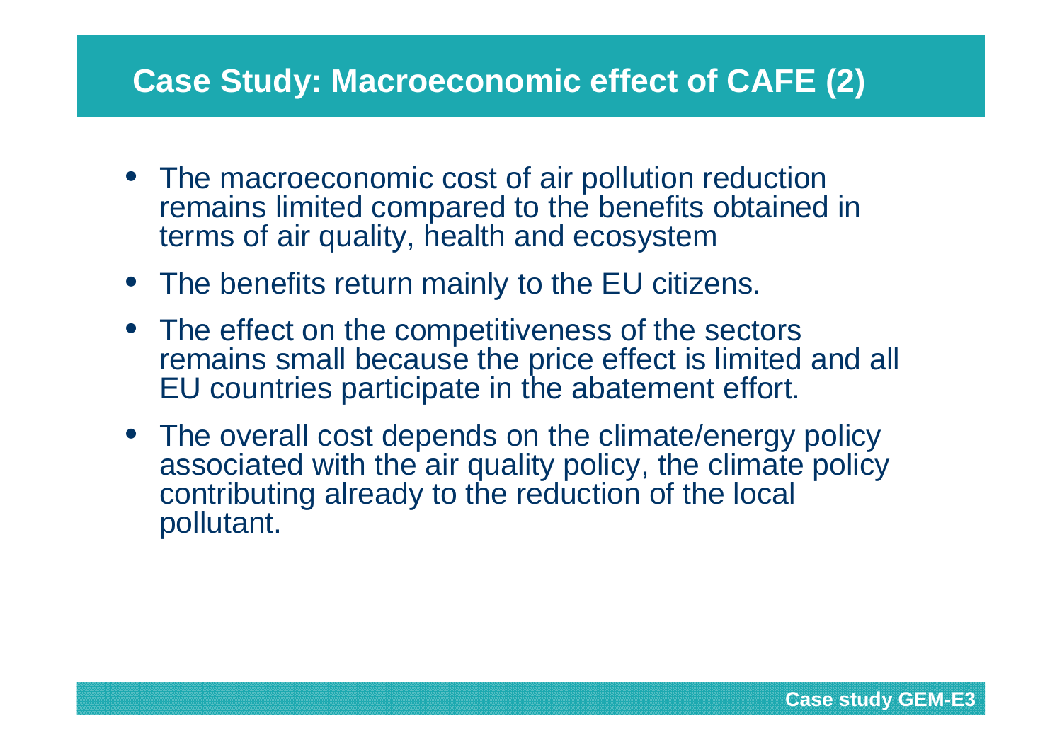## Case Study: Macroeconomic effect of CAFE (2)

- The macroeconomic cost of air pollution reduction remains limited compared to the benefits obtained in terms of air quality, health and ecosystem
- The benefits return mainly to the EU citizens.
- The effect on the competitiveness of the sectors remains small because the price effect is limited and all EU countries participate in the abatement effort.
- The overall cost depends on the climate/energy policy associated with the air quality policy, the climate policy contributing already to the reduction of the local pollutant.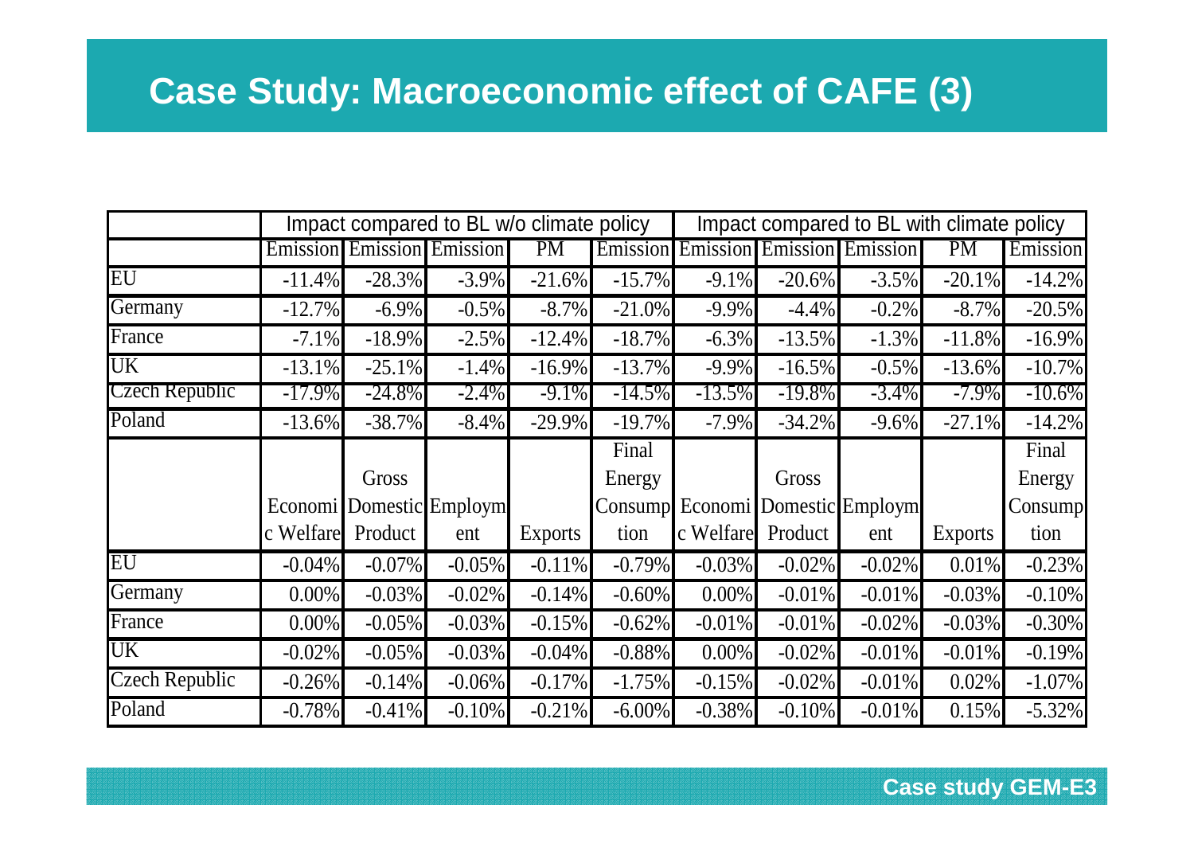# Case Study: Macroeconomic effect of CAFE (3)

| | Impact compared to BL w/o climate policy | | | | | Impact compared to BL with climate policy | | | | |
|---|---|---|---|---|---|---|---|---|---|---|
| | Emission | Emission | Emission | PM | Emission | Emission | Emission | Emission | PM | Emission |
| EU | -11.4% | -28.3% | -3.9% | -21.6% | -15.7% | -9.1% | -20.6% | -3.5% | -20.1% | -14.2% |
| Germany | -12.7% | -6.9% | -0.5% | -8.7% | -21.0% | -9.9% | -4.4% | -0.2% | -8.7% | -20.5% |
| France | -7.1% | -18.9% | -2.5% | -12.4% | -18.7% | -6.3% | -13.5% | -1.3% | -11.8% | -16.9% |
| UK | -13.1% | -25.1% | -1.4% | -16.9% | -13.7% | -9.9% | -16.5% | -0.5% | -13.6% | -10.7% |
| Czech Republic | -17.9% | -24.8% | -2.4% | -9.1% | -14.5% | -13.5% | -19.8% | -3.4% | -7.9% | -10.6% |
| Poland | -13.6% | -38.7% | -8.4% | -29.9% | -19.7% | -7.9% | -34.2% | -9.6% | -27.1% | -14.2% |
| | Economic Welfare | Gross Domestic Product | Employment | Exports | Final Energy Consumption | Economic Welfare | Gross Domestic Product | Employment | Exports | Final Energy Consumption |
| EU | -0.04% | -0.07% | -0.05% | -0.11% | -0.79% | -0.03% | -0.02% | -0.02% | 0.01% | -0.23% |
| Germany | 0.00% | -0.03% | -0.02% | -0.14% | -0.60% | 0.00% | -0.01% | -0.01% | -0.03% | -0.10% |
| France | 0.00% | -0.05% | -0.03% | -0.15% | -0.62% | -0.01% | -0.01% | -0.02% | -0.03% | -0.30% |
| UK | -0.02% | -0.05% | -0.03% | -0.04% | -0.88% | 0.00% | -0.02% | -0.01% | -0.01% | -0.19% |
| Czech Republic | -0.26% | -0.14% | -0.06% | -0.17% | -1.75% | -0.15% | -0.02% | -0.01% | 0.02% | -1.07% |
| Poland | -0.78% | -0.41% | -0.10% | -0.21% | -6.00% | -0.38% | -0.10% | -0.01% | 0.15% | -5.32% |

Case study GEM-E3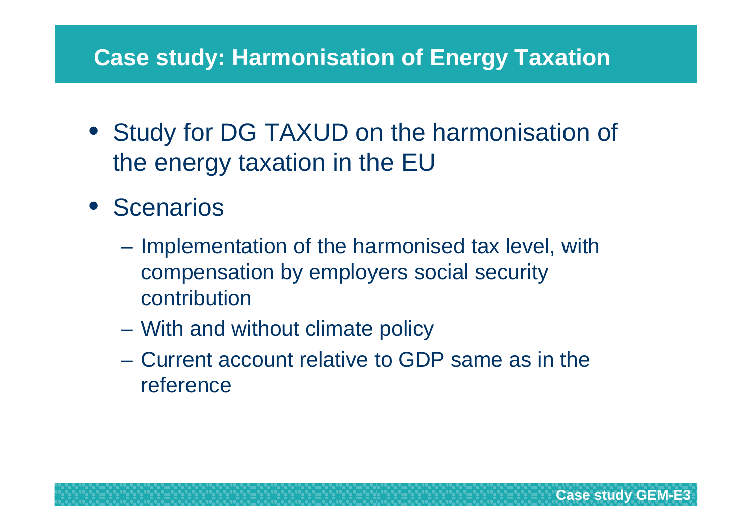# Case study: Harmonisation of Energy Taxation

- Study for DG TAXUD on the harmonisation of the energy taxation in the EU
- Scenarios
  - Implementation of the harmonised tax level, with compensation by employers social security contribution
  - With and without climate policy
  - Current account relative to GDP same as in the reference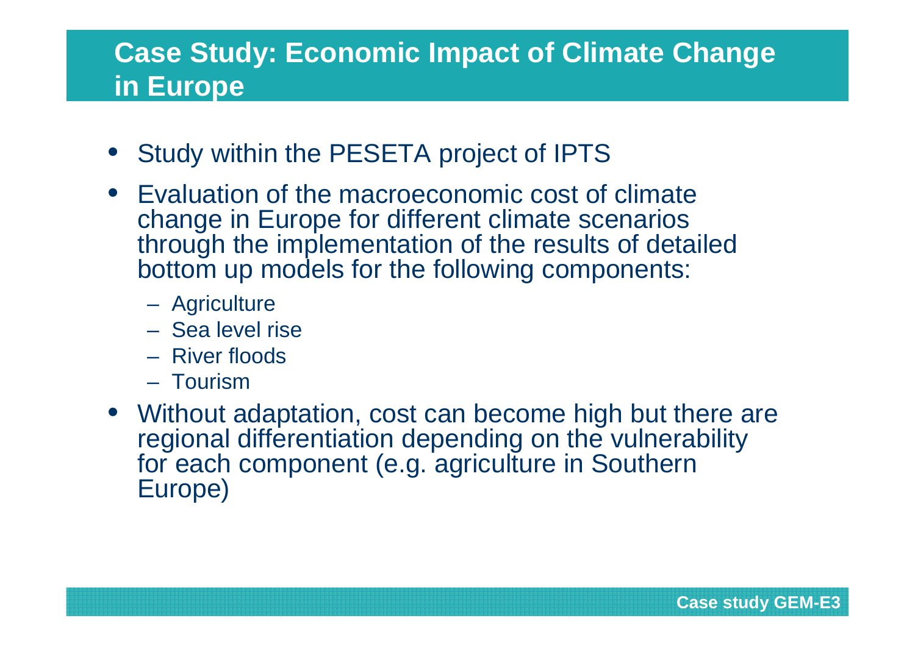## Case Study: Economic Impact of Climate Change in Europe

- Study within the PESETA project of IPTS
- Evaluation of the macroeconomic cost of climate change in Europe for different climate scenarios through the implementation of the results of detailed bottom up models for the following components:
  - Agriculture
  - Sea level rise
  - River floods
  - Tourism
- Without adaptation, cost can become high but there are regional differentiation depending on the vulnerability for each component (e.g. agriculture in Southern Europe)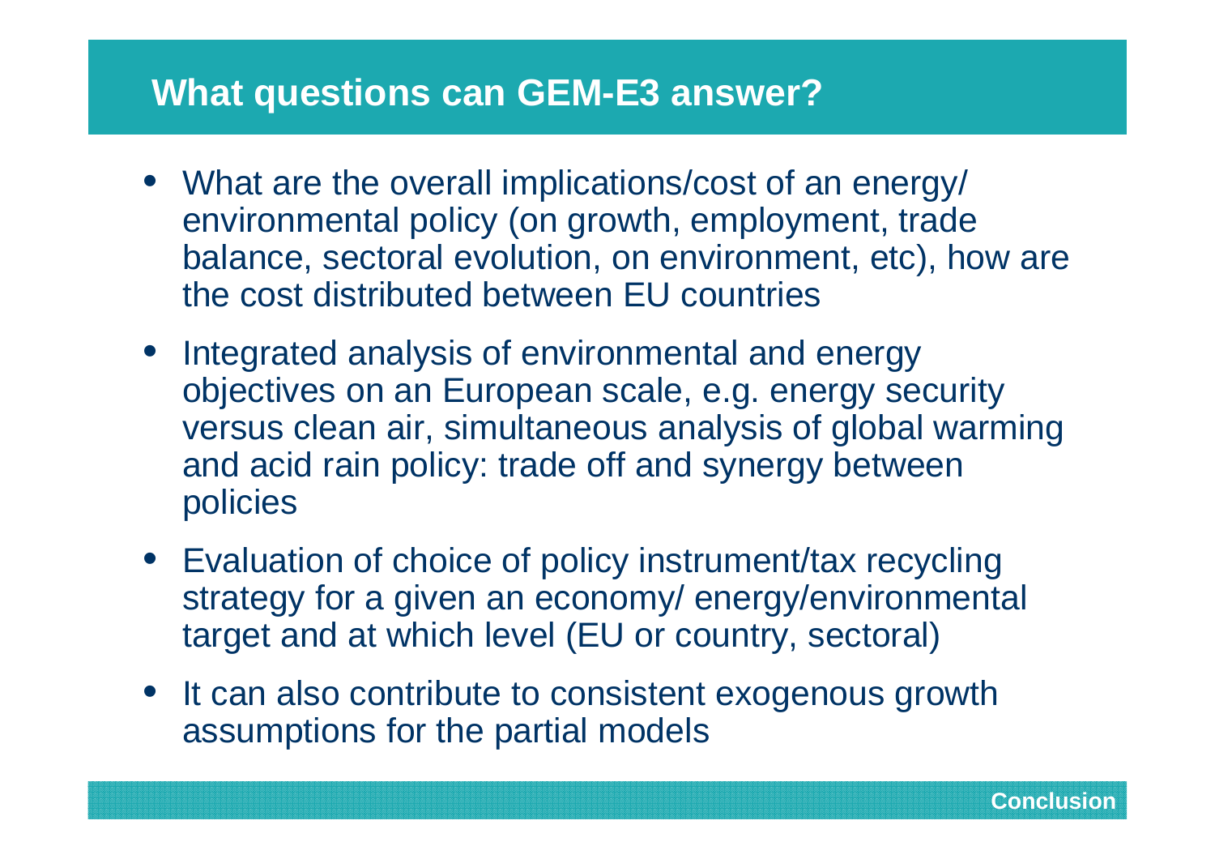## What questions can GEM-E3 answer?

- What are the overall implications/cost of an energy/ environmental policy (on growth, employment, trade balance, sectoral evolution, on environment, etc), how are the cost distributed between EU countries
- Integrated analysis of environmental and energy objectives on an European scale, e.g. energy security versus clean air, simultaneous analysis of global warming and acid rain policy: trade off and synergy between policies
- Evaluation of choice of policy instrument/tax recycling strategy for a given an economy/ energy/environmental target and at which level (EU or country, sectoral)
- It can also contribute to consistent exogenous growth assumptions for the partial models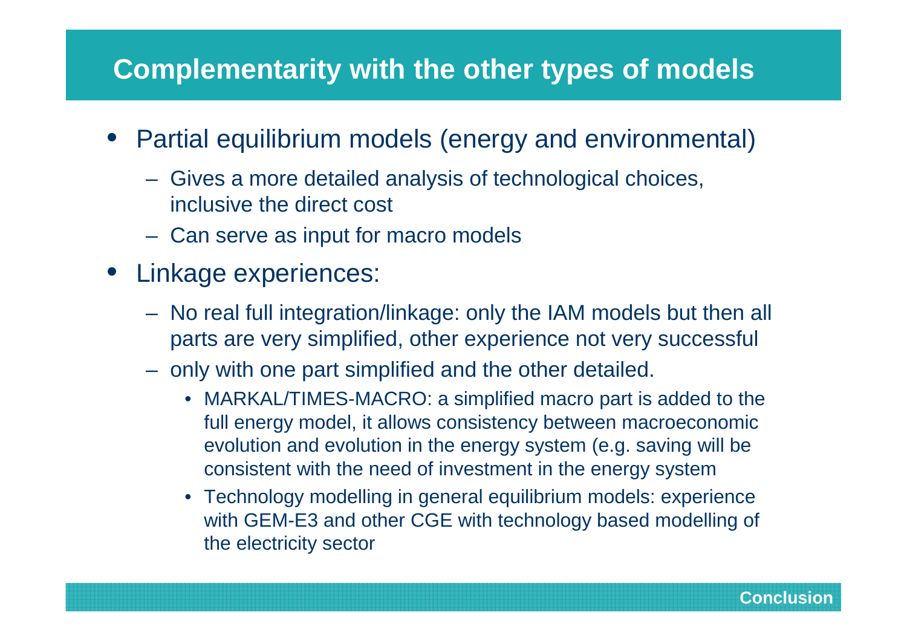## Complementarity with the other types of models

- Partial equilibrium models (energy and environmental)
  - Gives a more detailed analysis of technological choices, inclusive the direct cost
  - Can serve as input for macro models
- Linkage experiences:
  - No real full integration/linkage: only the IAM models but then all parts are very simplified, other experience not very successful
  - only with one part simplified and the other detailed.
    - MARKAL/TIMES-MACRO: a simplified macro part is added to the full energy model, it allows consistency between macroeconomic evolution and evolution in the energy system (e.g. saving will be consistent with the need of investment in the energy system
    - Technology modelling in general equilibrium models: experience with GEM-E3 and other CGE with technology based modelling of the electricity sector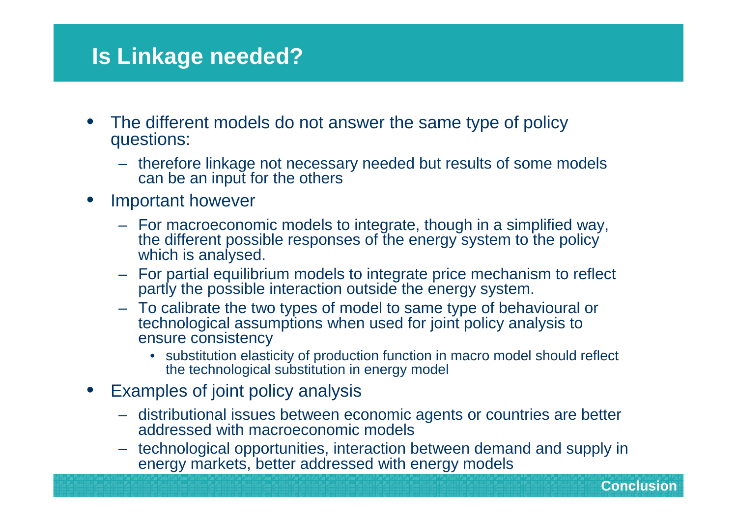# Is Linkage needed?

- The different models do not answer the same type of policy questions:
  - therefore linkage not necessary needed but results of some models can be an input for the others
- Important however
  - For macroeconomic models to integrate, though in a simplified way, the different possible responses of the energy system to the policy which is analysed.
  - For partial equilibrium models to integrate price mechanism to reflect partly the possible interaction outside the energy system.
  - To calibrate the two types of model to same type of behavioural or technological assumptions when used for joint policy analysis to ensure consistency
    - substitution elasticity of production function in macro model should reflect the technological substitution in energy model
- Examples of joint policy analysis
  - distributional issues between economic agents or countries are better addressed with macroeconomic models
  - technological opportunities, interaction between demand and supply in energy markets, better addressed with energy models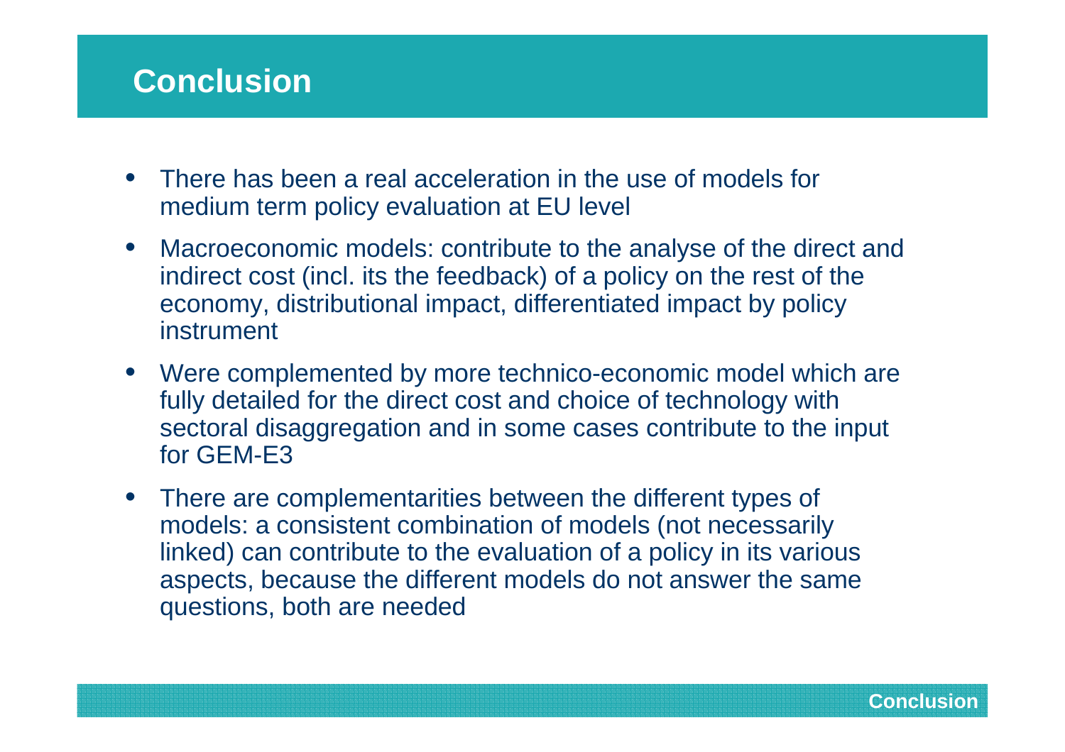# Conclusion

- There has been a real acceleration in the use of models for medium term policy evaluation at EU level
- Macroeconomic models: contribute to the analyse of the direct and indirect cost (incl. its the feedback) of a policy on the rest of the economy, distributional impact, differentiated impact by policy instrument
- Were complemented by more technico-economic model which are fully detailed for the direct cost and choice of technology with sectoral disaggregation and in some cases contribute to the input for GEM-E3
- There are complementarities between the different types of models: a consistent combination of models (not necessarily linked) can contribute to the evaluation of a policy in its various aspects, because the different models do not answer the same questions, both are needed